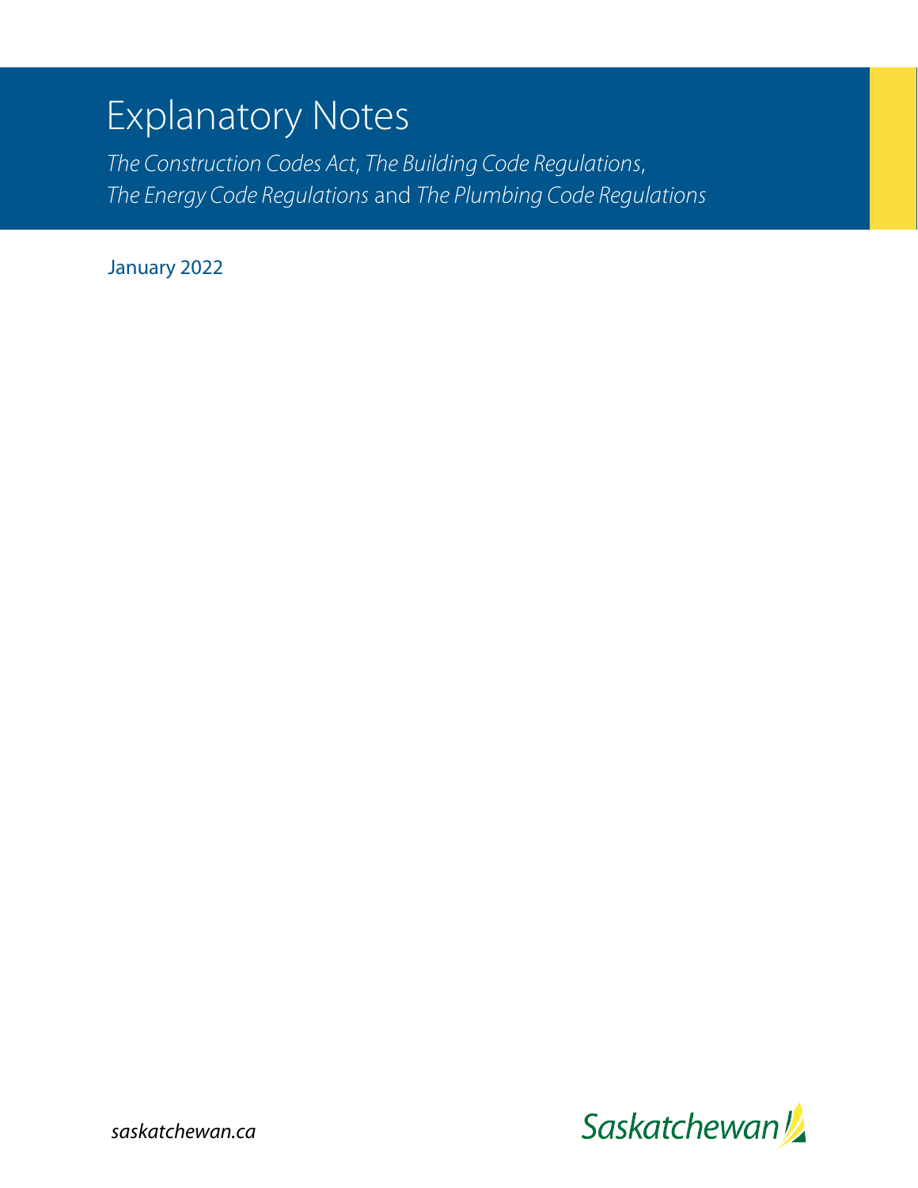# Explanatory Notes

*The Construction Codes Act*, *The Building Code Regulations*, *The Energy Code Regulations* and *The Plumbing Code Regulations*

January 2022

*saskatchewan.ca*

Saskatchewan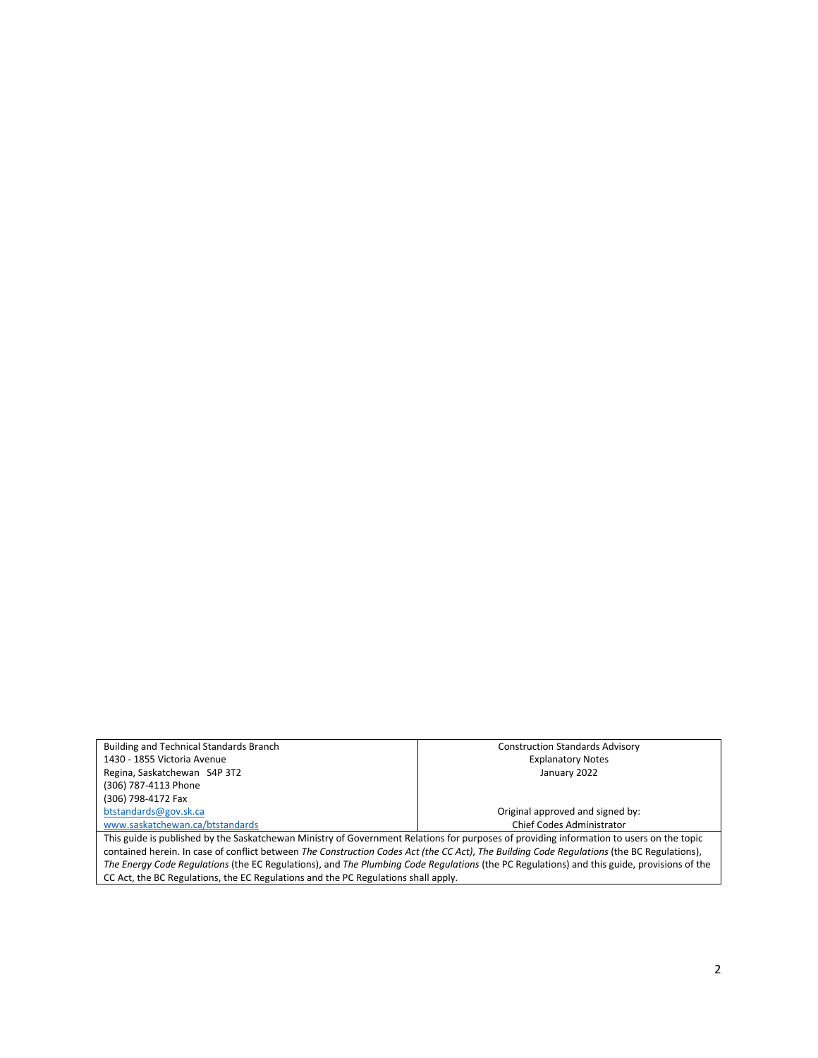| Building and Technical Standards Branch<br>1430 - 1855 Victoria Avenue<br>Regina, Saskatchewan S4P 3T2<br>(306) 787-4113 Phone<br>(306) 798-4172 Fax<br>[btstandards@gov.sk.ca](mailto:btstandards@gov.sk.ca)<br>[www.saskatchewan.ca/btstandards](http://www.saskatchewan.ca/btstandards) | Construction Standards Advisory<br>Explanatory Notes<br>January 2022<br><br><br>Original approved and signed by:<br>Chief Codes Administrator |
|---|---|
| This guide is published by the Saskatchewan Ministry of Government Relations for purposes of providing information to users on the topic contained herein. In case of conflict between *The Construction Codes Act (the CC Act)*, *The Building Code Regulations* (the BC Regulations), *The Energy Code Regulations* (the EC Regulations), and *The Plumbing Code Regulations* (the PC Regulations) and this guide, provisions of the CC Act, the BC Regulations, the EC Regulations and the PC Regulations shall apply. | |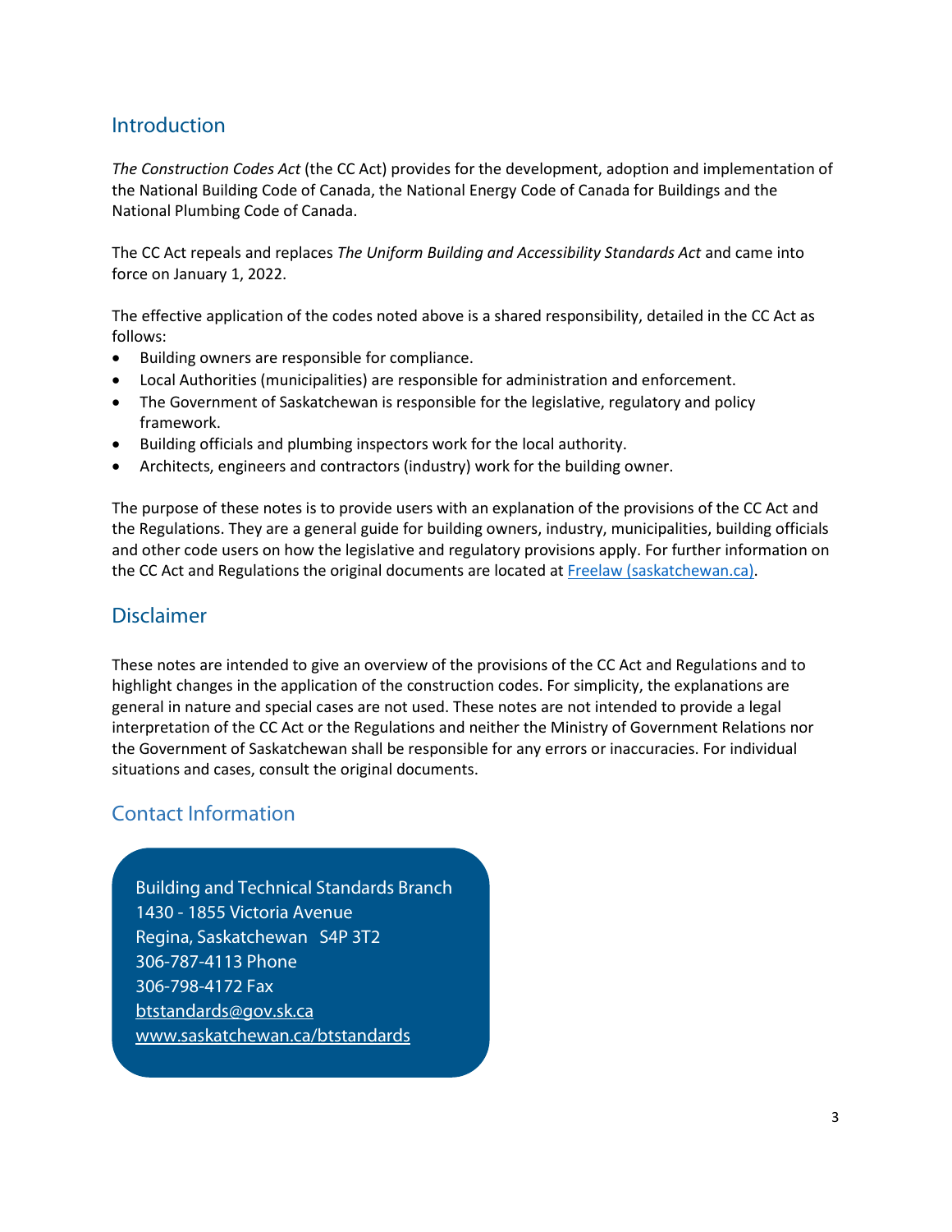## Introduction

*The Construction Codes Act* (the CC Act) provides for the development, adoption and implementation of the National Building Code of Canada, the National Energy Code of Canada for Buildings and the National Plumbing Code of Canada.

The CC Act repeals and replaces *The Uniform Building and Accessibility Standards Act* and came into force on January 1, 2022.

The effective application of the codes noted above is a shared responsibility, detailed in the CC Act as follows:

- Building owners are responsible for compliance.
- Local Authorities (municipalities) are responsible for administration and enforcement.
- The Government of Saskatchewan is responsible for the legislative, regulatory and policy framework.
- Building officials and plumbing inspectors work for the local authority.
- Architects, engineers and contractors (industry) work for the building owner.

The purpose of these notes is to provide users with an explanation of the provisions of the CC Act and the Regulations. They are a general guide for building owners, industry, municipalities, building officials and other code users on how the legislative and regulatory provisions apply. For further information on the CC Act and Regulations the original documents are located at [Freelaw (saskatchewan.ca)](Freelaw (saskatchewan.ca)).

## Disclaimer

These notes are intended to give an overview of the provisions of the CC Act and Regulations and to highlight changes in the application of the construction codes. For simplicity, the explanations are general in nature and special cases are not used. These notes are not intended to provide a legal interpretation of the CC Act or the Regulations and neither the Ministry of Government Relations nor the Government of Saskatchewan shall be responsible for any errors or inaccuracies. For individual situations and cases, consult the original documents.

## Contact Information

Building and Technical Standards Branch
1430 - 1855 Victoria Avenue
Regina, Saskatchewan S4P 3T2
306-787-4113 Phone
306-798-4172 Fax
btstandards@gov.sk.ca
www.saskatchewan.ca/btstandards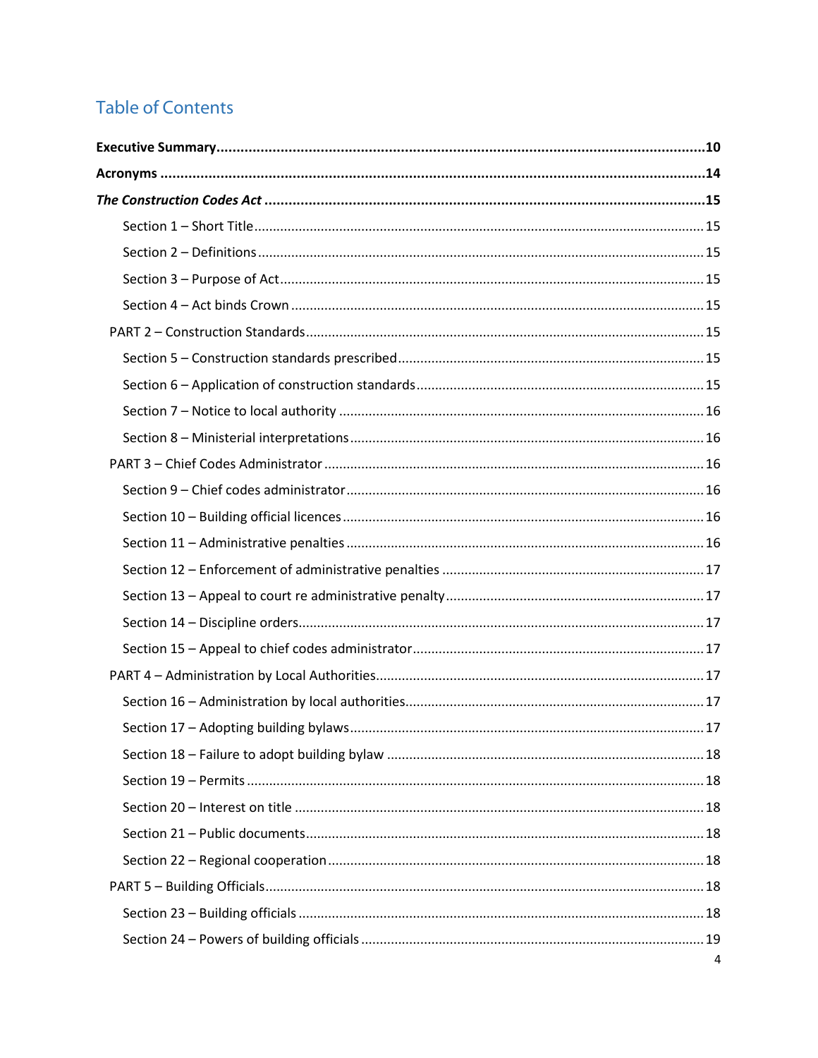## Table of Contents

**Executive Summary** ..... **10**

**Acronyms** ..... **14**

***The Construction Codes Act*** ..... **15**

- Section 1 – Short Title ..... 15
- Section 2 – Definitions ..... 15
- Section 3 – Purpose of Act ..... 15
- Section 4 – Act binds Crown ..... 15

PART 2 – Construction Standards ..... 15

- Section 5 – Construction standards prescribed ..... 15
- Section 6 – Application of construction standards ..... 15
- Section 7 – Notice to local authority ..... 16
- Section 8 – Ministerial interpretations ..... 16

PART 3 – Chief Codes Administrator ..... 16

- Section 9 – Chief codes administrator ..... 16
- Section 10 – Building official licences ..... 16
- Section 11 – Administrative penalties ..... 16
- Section 12 – Enforcement of administrative penalties ..... 17
- Section 13 – Appeal to court re administrative penalty ..... 17
- Section 14 – Discipline orders ..... 17
- Section 15 – Appeal to chief codes administrator ..... 17

PART 4 – Administration by Local Authorities ..... 17

- Section 16 – Administration by local authorities ..... 17
- Section 17 – Adopting building bylaws ..... 17
- Section 18 – Failure to adopt building bylaw ..... 18
- Section 19 – Permits ..... 18
- Section 20 – Interest on title ..... 18
- Section 21 – Public documents ..... 18
- Section 22 – Regional cooperation ..... 18

PART 5 – Building Officials ..... 18

- Section 23 – Building officials ..... 18
- Section 24 – Powers of building officials ..... 19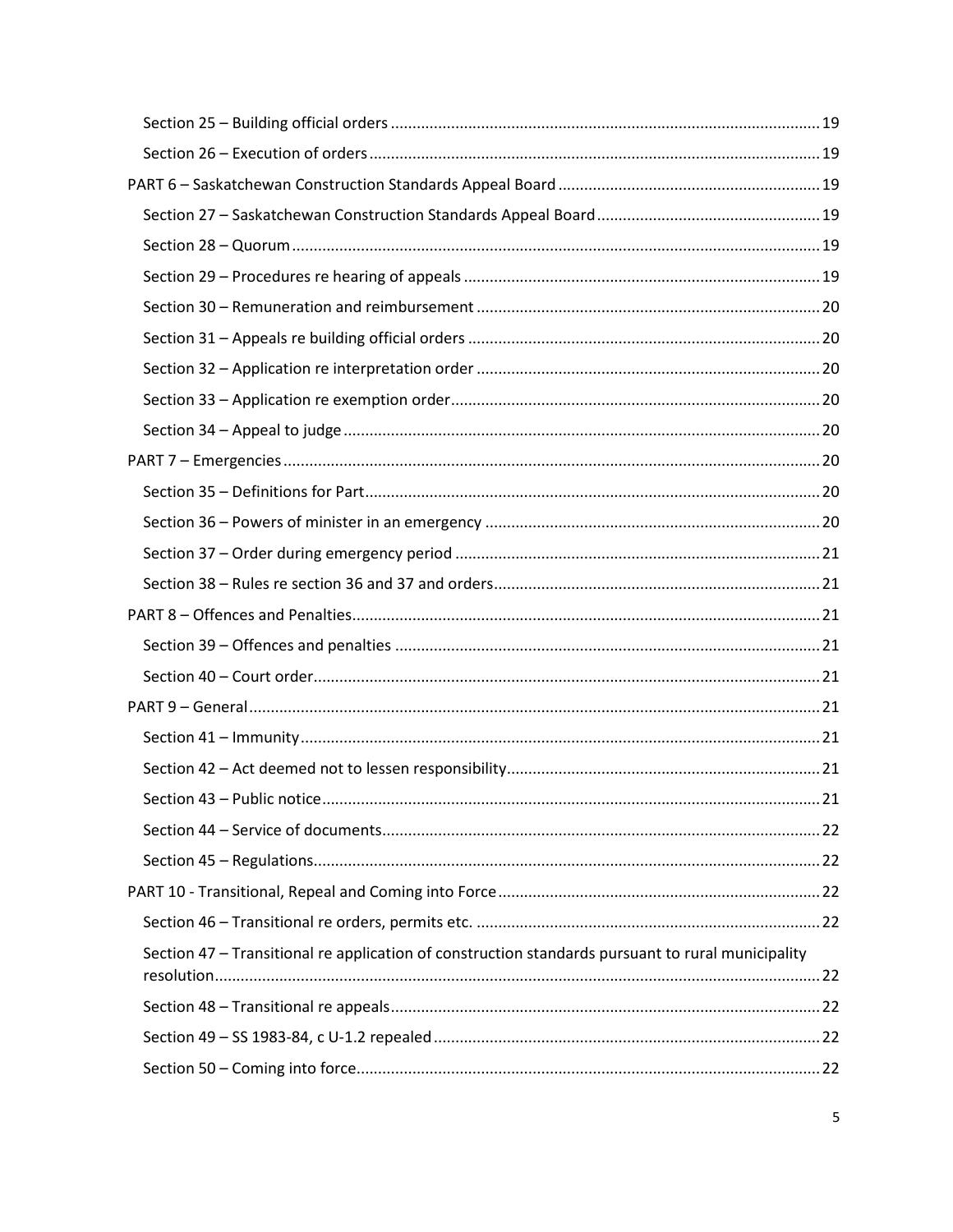Section 25 – Building official orders ........................................................................................................ 19

Section 26 – Execution of orders ............................................................................................................. 19

PART 6 – Saskatchewan Construction Standards Appeal Board .................................................................. 19

Section 27 – Saskatchewan Construction Standards Appeal Board .......................................................... 19

Section 28 – Quorum ................................................................................................................................ 19

Section 29 – Procedures re hearing of appeals ........................................................................................ 19

Section 30 – Remuneration and reimbursement ...................................................................................... 20

Section 31 – Appeals re building official orders ........................................................................................ 20

Section 32 – Application re interpretation order ...................................................................................... 20

Section 33 – Application re exemption order ............................................................................................ 20

Section 34 – Appeal to judge ..................................................................................................................... 20

PART 7 – Emergencies .................................................................................................................................. 20

Section 35 – Definitions for Part ................................................................................................................ 20

Section 36 – Powers of minister in an emergency .................................................................................... 20

Section 37 – Order during emergency period ........................................................................................... 21

Section 38 – Rules re section 36 and 37 and orders .................................................................................. 21

PART 8 – Offences and Penalties .................................................................................................................. 21

Section 39 – Offences and penalties ......................................................................................................... 21

Section 40 – Court order ............................................................................................................................ 21

PART 9 – General .......................................................................................................................................... 21

Section 41 – Immunity ............................................................................................................................... 21

Section 42 – Act deemed not to lessen responsibility ............................................................................... 21

Section 43 – Public notice .......................................................................................................................... 21

Section 44 – Service of documents ............................................................................................................ 22

Section 45 – Regulations ............................................................................................................................ 22

PART 10 - Transitional, Repeal and Coming into Force ................................................................................. 22

Section 46 – Transitional re orders, permits etc. ....................................................................................... 22

Section 47 – Transitional re application of construction standards pursuant to rural municipality resolution .................................................................................................................................................. 22

Section 48 – Transitional re appeals ........................................................................................................... 22

Section 49 – SS 1983-84, c U-1.2 repealed ................................................................................................. 22

Section 50 – Coming into force .................................................................................................................. 22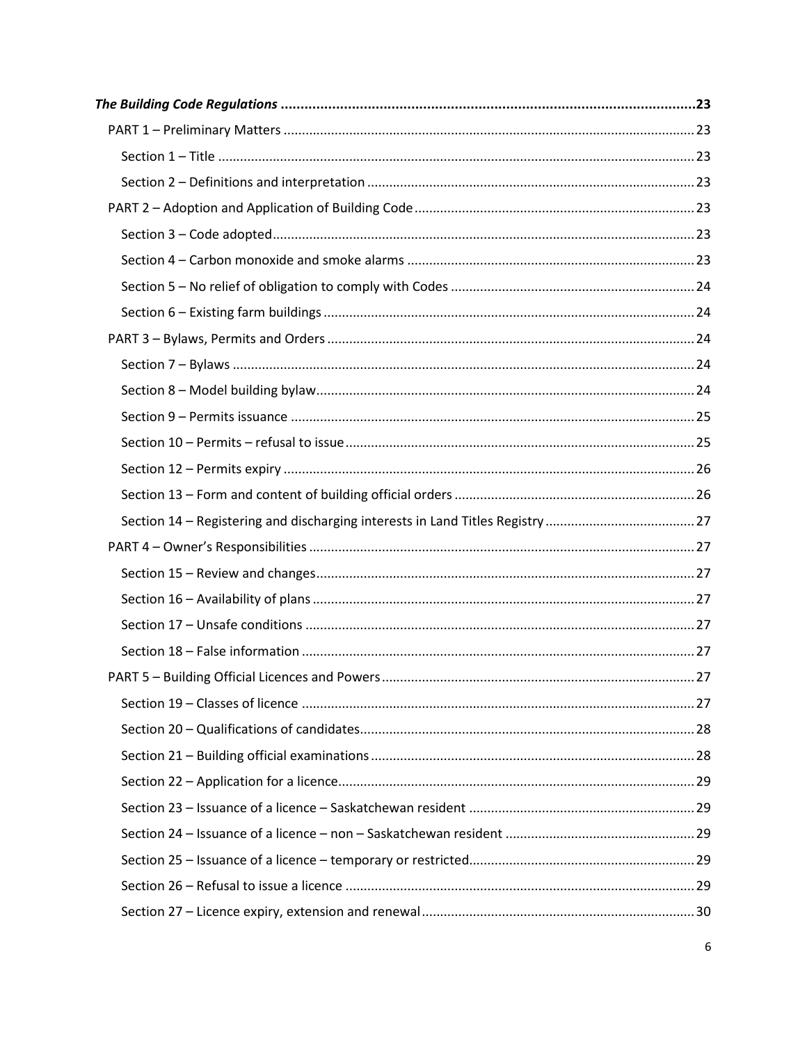***The Building Code Regulations*** **.......... 23**

- PART 1 – Preliminary Matters .......... 23
  - Section 1 – Title .......... 23
  - Section 2 – Definitions and interpretation .......... 23
- PART 2 – Adoption and Application of Building Code .......... 23
  - Section 3 – Code adopted .......... 23
  - Section 4 – Carbon monoxide and smoke alarms .......... 23
  - Section 5 – No relief of obligation to comply with Codes .......... 24
  - Section 6 – Existing farm buildings .......... 24
- PART 3 – Bylaws, Permits and Orders .......... 24
  - Section 7 – Bylaws .......... 24
  - Section 8 – Model building bylaw .......... 24
  - Section 9 – Permits issuance .......... 25
  - Section 10 – Permits – refusal to issue .......... 25
  - Section 12 – Permits expiry .......... 26
  - Section 13 – Form and content of building official orders .......... 26
  - Section 14 – Registering and discharging interests in Land Titles Registry .......... 27
- PART 4 – Owner's Responsibilities .......... 27
  - Section 15 – Review and changes .......... 27
  - Section 16 – Availability of plans .......... 27
  - Section 17 – Unsafe conditions .......... 27
  - Section 18 – False information .......... 27
- PART 5 – Building Official Licences and Powers .......... 27
  - Section 19 – Classes of licence .......... 27
  - Section 20 – Qualifications of candidates .......... 28
  - Section 21 – Building official examinations .......... 28
  - Section 22 – Application for a licence .......... 29
  - Section 23 – Issuance of a licence – Saskatchewan resident .......... 29
  - Section 24 – Issuance of a licence – non – Saskatchewan resident .......... 29
  - Section 25 – Issuance of a licence – temporary or restricted .......... 29
  - Section 26 – Refusal to issue a licence .......... 29
  - Section 27 – Licence expiry, extension and renewal .......... 30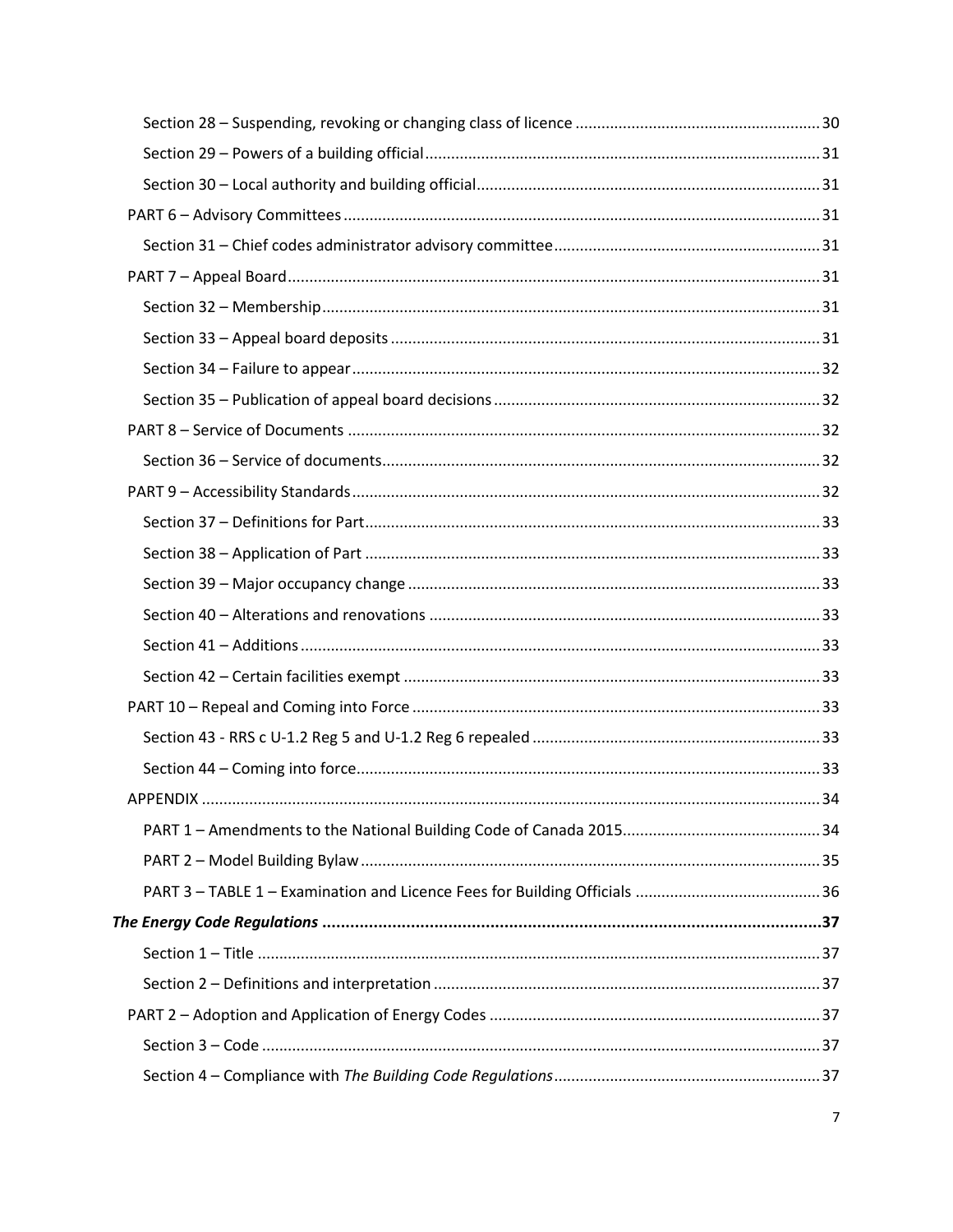Section 28 – Suspending, revoking or changing class of licence ........ 30

Section 29 – Powers of a building official ........ 31

Section 30 – Local authority and building official ........ 31

PART 6 – Advisory Committees ........ 31

Section 31 – Chief codes administrator advisory committee ........ 31

PART 7 – Appeal Board ........ 31

Section 32 – Membership ........ 31

Section 33 – Appeal board deposits ........ 31

Section 34 – Failure to appear ........ 32

Section 35 – Publication of appeal board decisions ........ 32

PART 8 – Service of Documents ........ 32

Section 36 – Service of documents ........ 32

PART 9 – Accessibility Standards ........ 32

Section 37 – Definitions for Part ........ 33

Section 38 – Application of Part ........ 33

Section 39 – Major occupancy change ........ 33

Section 40 – Alterations and renovations ........ 33

Section 41 – Additions ........ 33

Section 42 – Certain facilities exempt ........ 33

PART 10 – Repeal and Coming into Force ........ 33

Section 43 - RRS c U-1.2 Reg 5 and U-1.2 Reg 6 repealed ........ 33

Section 44 – Coming into force ........ 33

APPENDIX ........ 34

PART 1 – Amendments to the National Building Code of Canada 2015 ........ 34

PART 2 – Model Building Bylaw ........ 35

PART 3 – TABLE 1 – Examination and Licence Fees for Building Officials ........ 36

***The Energy Code Regulations* ........ 37**

Section 1 – Title ........ 37

Section 2 – Definitions and interpretation ........ 37

PART 2 – Adoption and Application of Energy Codes ........ 37

Section 3 – Code ........ 37

Section 4 – Compliance with *The Building Code Regulations* ........ 37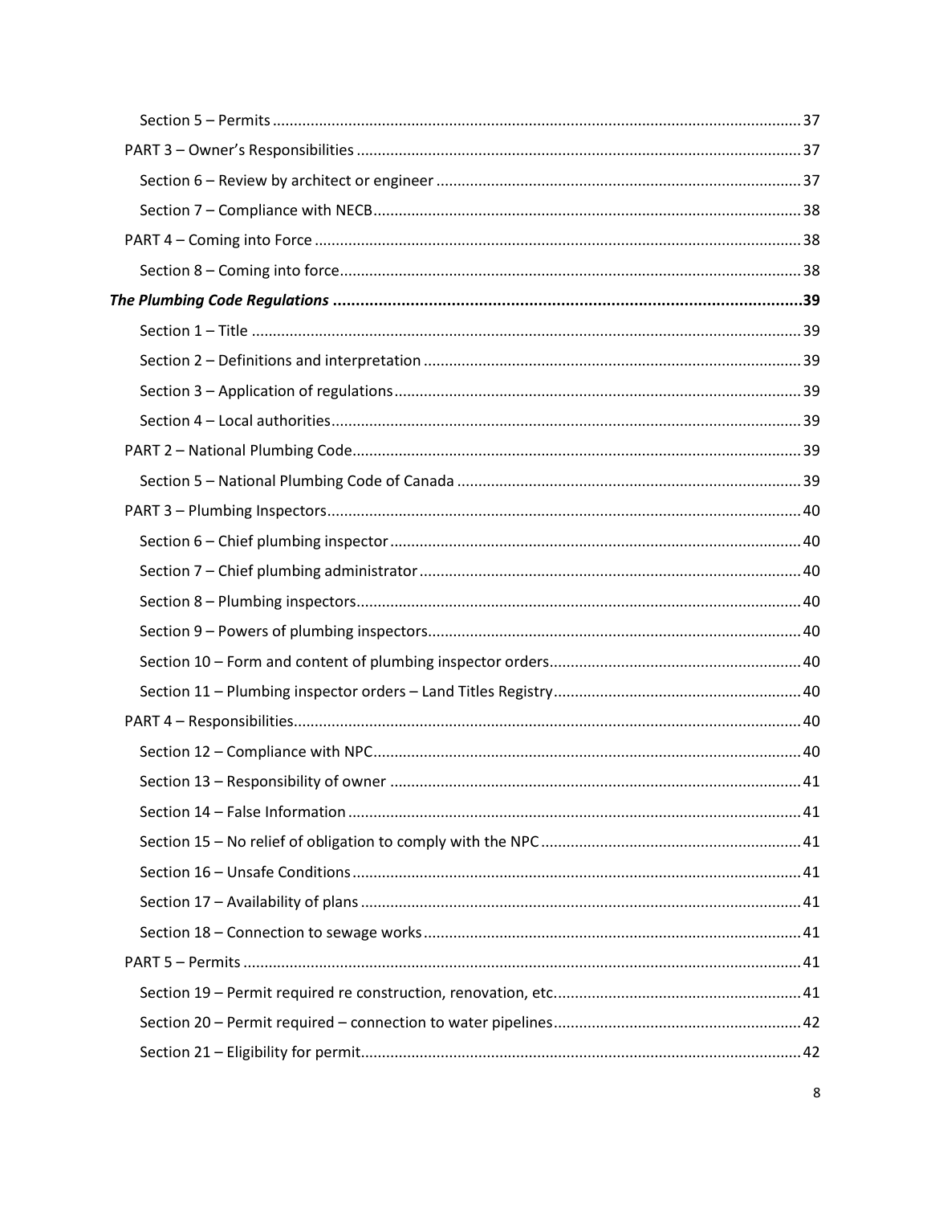Section 5 – Permits ....... 37

PART 3 – Owner's Responsibilities ....... 37

Section 6 – Review by architect or engineer ....... 37

Section 7 – Compliance with NECB ....... 38

PART 4 – Coming into Force ....... 38

Section 8 – Coming into force ....... 38

***The Plumbing Code Regulations* ....... 39**

Section 1 – Title ....... 39

Section 2 – Definitions and interpretation ....... 39

Section 3 – Application of regulations ....... 39

Section 4 – Local authorities ....... 39

PART 2 – National Plumbing Code ....... 39

Section 5 – National Plumbing Code of Canada ....... 39

PART 3 – Plumbing Inspectors ....... 40

Section 6 – Chief plumbing inspector ....... 40

Section 7 – Chief plumbing administrator ....... 40

Section 8 – Plumbing inspectors ....... 40

Section 9 – Powers of plumbing inspectors ....... 40

Section 10 – Form and content of plumbing inspector orders ....... 40

Section 11 – Plumbing inspector orders – Land Titles Registry ....... 40

PART 4 – Responsibilities ....... 40

Section 12 – Compliance with NPC ....... 40

Section 13 – Responsibility of owner ....... 41

Section 14 – False Information ....... 41

Section 15 – No relief of obligation to comply with the NPC ....... 41

Section 16 – Unsafe Conditions ....... 41

Section 17 – Availability of plans ....... 41

Section 18 – Connection to sewage works ....... 41

PART 5 – Permits ....... 41

Section 19 – Permit required re construction, renovation, etc. ....... 41

Section 20 – Permit required – connection to water pipelines ....... 42

Section 21 – Eligibility for permit ....... 42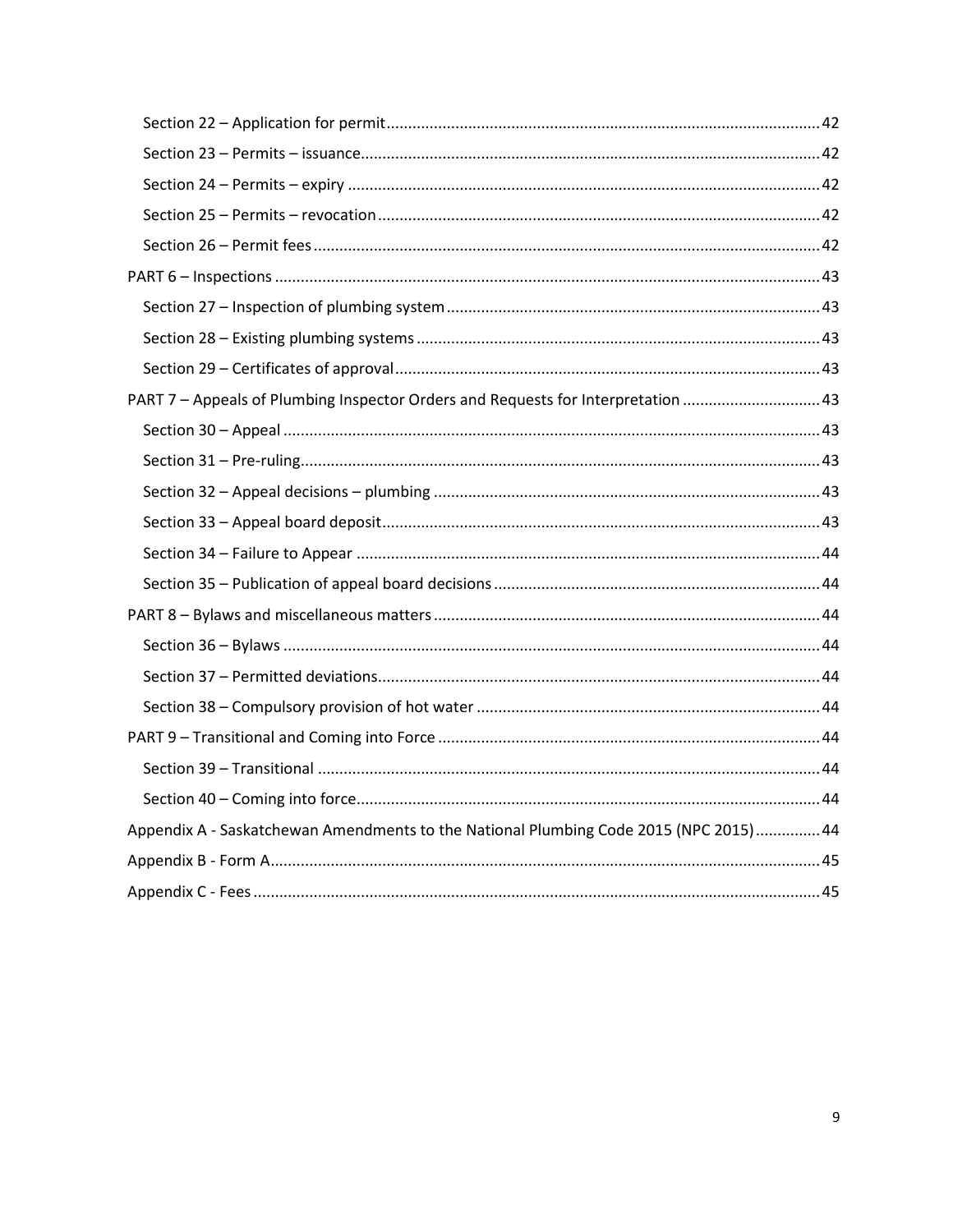Section 22 – Application for permit ..... 42

Section 23 – Permits – issuance ..... 42

Section 24 – Permits – expiry ..... 42

Section 25 – Permits – revocation ..... 42

Section 26 – Permit fees ..... 42

PART 6 – Inspections ..... 43

Section 27 – Inspection of plumbing system ..... 43

Section 28 – Existing plumbing systems ..... 43

Section 29 – Certificates of approval ..... 43

PART 7 – Appeals of Plumbing Inspector Orders and Requests for Interpretation ..... 43

Section 30 – Appeal ..... 43

Section 31 – Pre-ruling ..... 43

Section 32 – Appeal decisions – plumbing ..... 43

Section 33 – Appeal board deposit ..... 43

Section 34 – Failure to Appear ..... 44

Section 35 – Publication of appeal board decisions ..... 44

PART 8 – Bylaws and miscellaneous matters ..... 44

Section 36 – Bylaws ..... 44

Section 37 – Permitted deviations ..... 44

Section 38 – Compulsory provision of hot water ..... 44

PART 9 – Transitional and Coming into Force ..... 44

Section 39 – Transitional ..... 44

Section 40 – Coming into force ..... 44

Appendix A - Saskatchewan Amendments to the National Plumbing Code 2015 (NPC 2015) ..... 44

Appendix B - Form A ..... 45

Appendix C - Fees ..... 45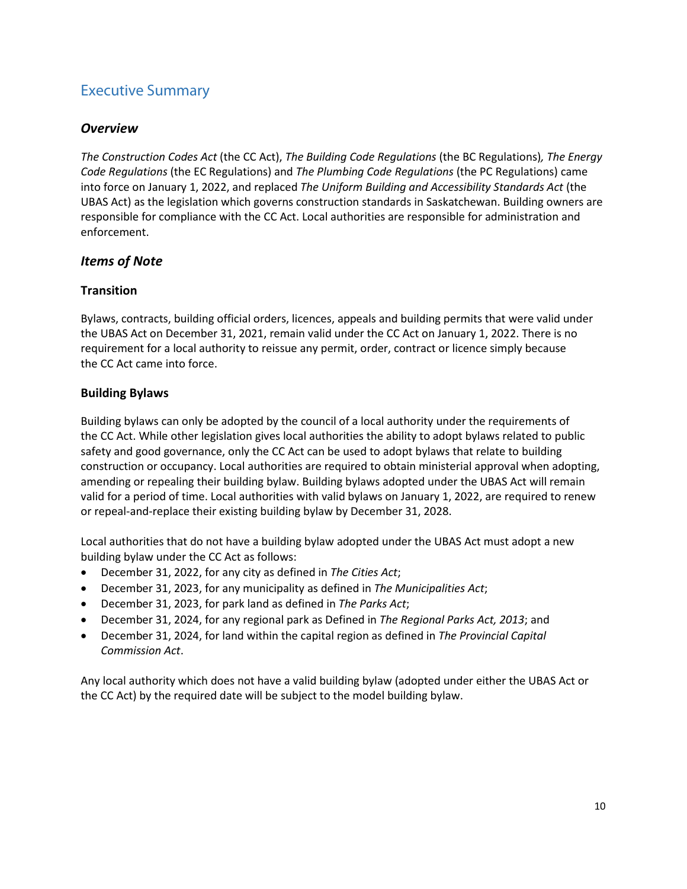# Executive Summary

## *Overview*

*The Construction Codes Act* (the CC Act), *The Building Code Regulations* (the BC Regulations)*, The Energy Code Regulations* (the EC Regulations) and *The Plumbing Code Regulations* (the PC Regulations) came into force on January 1, 2022, and replaced *The Uniform Building and Accessibility Standards Act* (the UBAS Act) as the legislation which governs construction standards in Saskatchewan. Building owners are responsible for compliance with the CC Act. Local authorities are responsible for administration and enforcement.

## *Items of Note*

### Transition

Bylaws, contracts, building official orders, licences, appeals and building permits that were valid under the UBAS Act on December 31, 2021, remain valid under the CC Act on January 1, 2022. There is no requirement for a local authority to reissue any permit, order, contract or licence simply because the CC Act came into force.

### Building Bylaws

Building bylaws can only be adopted by the council of a local authority under the requirements of the CC Act. While other legislation gives local authorities the ability to adopt bylaws related to public safety and good governance, only the CC Act can be used to adopt bylaws that relate to building construction or occupancy. Local authorities are required to obtain ministerial approval when adopting, amending or repealing their building bylaw. Building bylaws adopted under the UBAS Act will remain valid for a period of time. Local authorities with valid bylaws on January 1, 2022, are required to renew or repeal-and-replace their existing building bylaw by December 31, 2028.

Local authorities that do not have a building bylaw adopted under the UBAS Act must adopt a new building bylaw under the CC Act as follows:

- December 31, 2022, for any city as defined in *The Cities Act*;
- December 31, 2023, for any municipality as defined in *The Municipalities Act*;
- December 31, 2023, for park land as defined in *The Parks Act*;
- December 31, 2024, for any regional park as Defined in *The Regional Parks Act, 2013*; and
- December 31, 2024, for land within the capital region as defined in *The Provincial Capital Commission Act*.

Any local authority which does not have a valid building bylaw (adopted under either the UBAS Act or the CC Act) by the required date will be subject to the model building bylaw.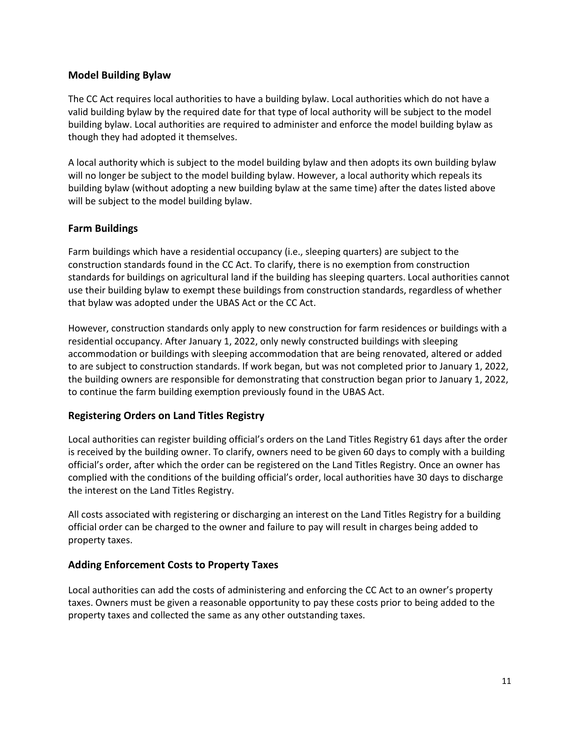## Model Building Bylaw

The CC Act requires local authorities to have a building bylaw. Local authorities which do not have a valid building bylaw by the required date for that type of local authority will be subject to the model building bylaw. Local authorities are required to administer and enforce the model building bylaw as though they had adopted it themselves.

A local authority which is subject to the model building bylaw and then adopts its own building bylaw will no longer be subject to the model building bylaw. However, a local authority which repeals its building bylaw (without adopting a new building bylaw at the same time) after the dates listed above will be subject to the model building bylaw.

## Farm Buildings

Farm buildings which have a residential occupancy (i.e., sleeping quarters) are subject to the construction standards found in the CC Act. To clarify, there is no exemption from construction standards for buildings on agricultural land if the building has sleeping quarters. Local authorities cannot use their building bylaw to exempt these buildings from construction standards, regardless of whether that bylaw was adopted under the UBAS Act or the CC Act.

However, construction standards only apply to new construction for farm residences or buildings with a residential occupancy. After January 1, 2022, only newly constructed buildings with sleeping accommodation or buildings with sleeping accommodation that are being renovated, altered or added to are subject to construction standards. If work began, but was not completed prior to January 1, 2022, the building owners are responsible for demonstrating that construction began prior to January 1, 2022, to continue the farm building exemption previously found in the UBAS Act.

## Registering Orders on Land Titles Registry

Local authorities can register building official's orders on the Land Titles Registry 61 days after the order is received by the building owner. To clarify, owners need to be given 60 days to comply with a building official's order, after which the order can be registered on the Land Titles Registry. Once an owner has complied with the conditions of the building official's order, local authorities have 30 days to discharge the interest on the Land Titles Registry.

All costs associated with registering or discharging an interest on the Land Titles Registry for a building official order can be charged to the owner and failure to pay will result in charges being added to property taxes.

## Adding Enforcement Costs to Property Taxes

Local authorities can add the costs of administering and enforcing the CC Act to an owner's property taxes. Owners must be given a reasonable opportunity to pay these costs prior to being added to the property taxes and collected the same as any other outstanding taxes.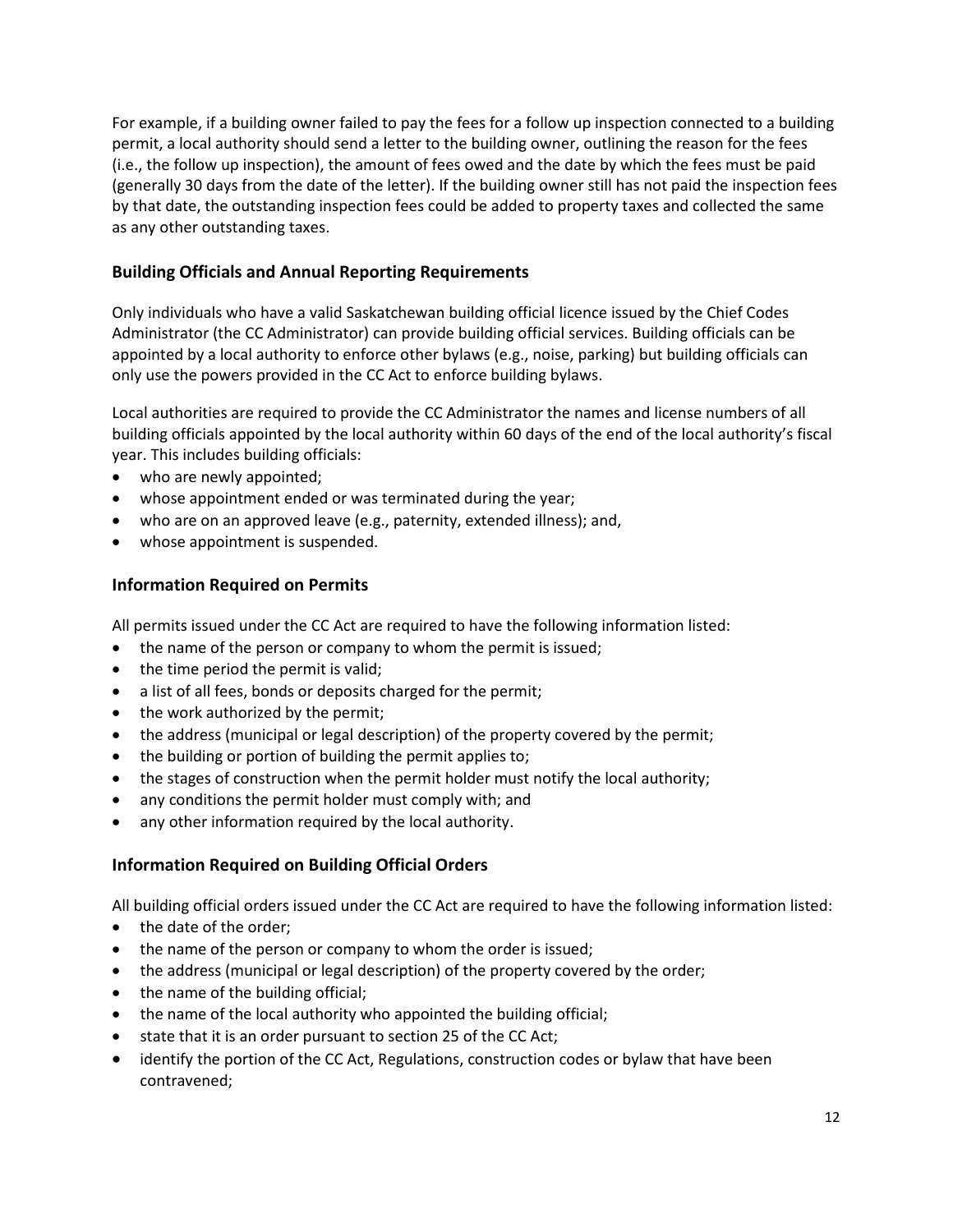For example, if a building owner failed to pay the fees for a follow up inspection connected to a building permit, a local authority should send a letter to the building owner, outlining the reason for the fees (i.e., the follow up inspection), the amount of fees owed and the date by which the fees must be paid (generally 30 days from the date of the letter). If the building owner still has not paid the inspection fees by that date, the outstanding inspection fees could be added to property taxes and collected the same as any other outstanding taxes.

## Building Officials and Annual Reporting Requirements

Only individuals who have a valid Saskatchewan building official licence issued by the Chief Codes Administrator (the CC Administrator) can provide building official services. Building officials can be appointed by a local authority to enforce other bylaws (e.g., noise, parking) but building officials can only use the powers provided in the CC Act to enforce building bylaws.

Local authorities are required to provide the CC Administrator the names and license numbers of all building officials appointed by the local authority within 60 days of the end of the local authority's fiscal year. This includes building officials:

- who are newly appointed;
- whose appointment ended or was terminated during the year;
- who are on an approved leave (e.g., paternity, extended illness); and,
- whose appointment is suspended.

## Information Required on Permits

All permits issued under the CC Act are required to have the following information listed:

- the name of the person or company to whom the permit is issued;
- the time period the permit is valid;
- a list of all fees, bonds or deposits charged for the permit;
- the work authorized by the permit;
- the address (municipal or legal description) of the property covered by the permit;
- the building or portion of building the permit applies to;
- the stages of construction when the permit holder must notify the local authority;
- any conditions the permit holder must comply with; and
- any other information required by the local authority.

## Information Required on Building Official Orders

All building official orders issued under the CC Act are required to have the following information listed:

- the date of the order;
- the name of the person or company to whom the order is issued;
- the address (municipal or legal description) of the property covered by the order;
- the name of the building official;
- the name of the local authority who appointed the building official;
- state that it is an order pursuant to section 25 of the CC Act;
- identify the portion of the CC Act, Regulations, construction codes or bylaw that have been contravened;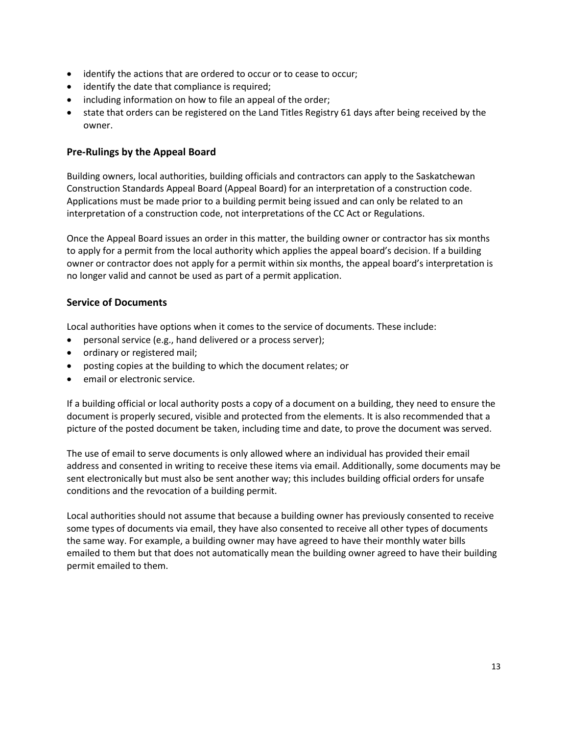- identify the actions that are ordered to occur or to cease to occur;
- identify the date that compliance is required;
- including information on how to file an appeal of the order;
- state that orders can be registered on the Land Titles Registry 61 days after being received by the owner.

### Pre-Rulings by the Appeal Board

Building owners, local authorities, building officials and contractors can apply to the Saskatchewan Construction Standards Appeal Board (Appeal Board) for an interpretation of a construction code. Applications must be made prior to a building permit being issued and can only be related to an interpretation of a construction code, not interpretations of the CC Act or Regulations.

Once the Appeal Board issues an order in this matter, the building owner or contractor has six months to apply for a permit from the local authority which applies the appeal board's decision. If a building owner or contractor does not apply for a permit within six months, the appeal board's interpretation is no longer valid and cannot be used as part of a permit application.

### Service of Documents

Local authorities have options when it comes to the service of documents. These include:

- personal service (e.g., hand delivered or a process server);
- ordinary or registered mail;
- posting copies at the building to which the document relates; or
- email or electronic service.

If a building official or local authority posts a copy of a document on a building, they need to ensure the document is properly secured, visible and protected from the elements. It is also recommended that a picture of the posted document be taken, including time and date, to prove the document was served.

The use of email to serve documents is only allowed where an individual has provided their email address and consented in writing to receive these items via email. Additionally, some documents may be sent electronically but must also be sent another way; this includes building official orders for unsafe conditions and the revocation of a building permit.

Local authorities should not assume that because a building owner has previously consented to receive some types of documents via email, they have also consented to receive all other types of documents the same way. For example, a building owner may have agreed to have their monthly water bills emailed to them but that does not automatically mean the building owner agreed to have their building permit emailed to them.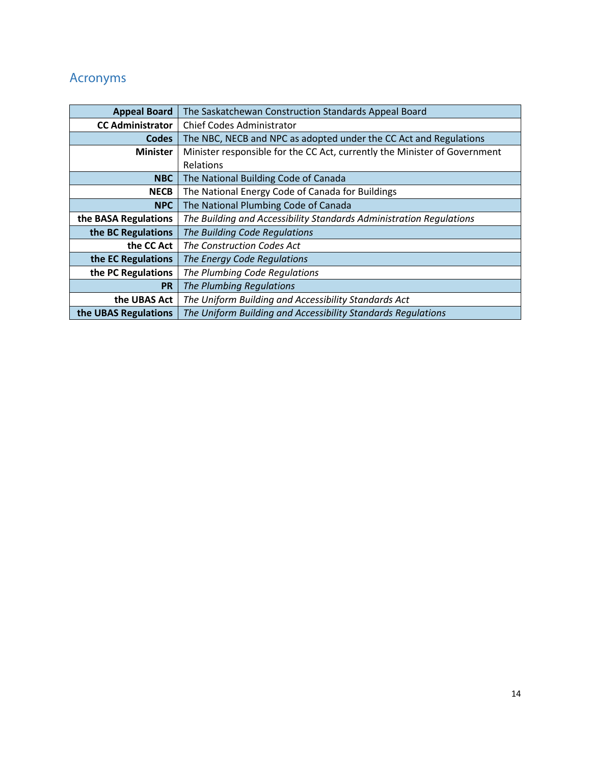## Acronyms

| | |
|---|---|
| **Appeal Board** | The Saskatchewan Construction Standards Appeal Board |
| **CC Administrator** | Chief Codes Administrator |
| **Codes** | The NBC, NECB and NPC as adopted under the CC Act and Regulations |
| **Minister** | Minister responsible for the CC Act, currently the Minister of Government Relations |
| **NBC** | The National Building Code of Canada |
| **NECB** | The National Energy Code of Canada for Buildings |
| **NPC** | The National Plumbing Code of Canada |
| **the BASA Regulations** | *The Building and Accessibility Standards Administration Regulations* |
| **the BC Regulations** | *The Building Code Regulations* |
| **the CC Act** | *The Construction Codes Act* |
| **the EC Regulations** | *The Energy Code Regulations* |
| **the PC Regulations** | *The Plumbing Code Regulations* |
| **PR** | *The Plumbing Regulations* |
| **the UBAS Act** | *The Uniform Building and Accessibility Standards Act* |
| **the UBAS Regulations** | *The Uniform Building and Accessibility Standards Regulations* |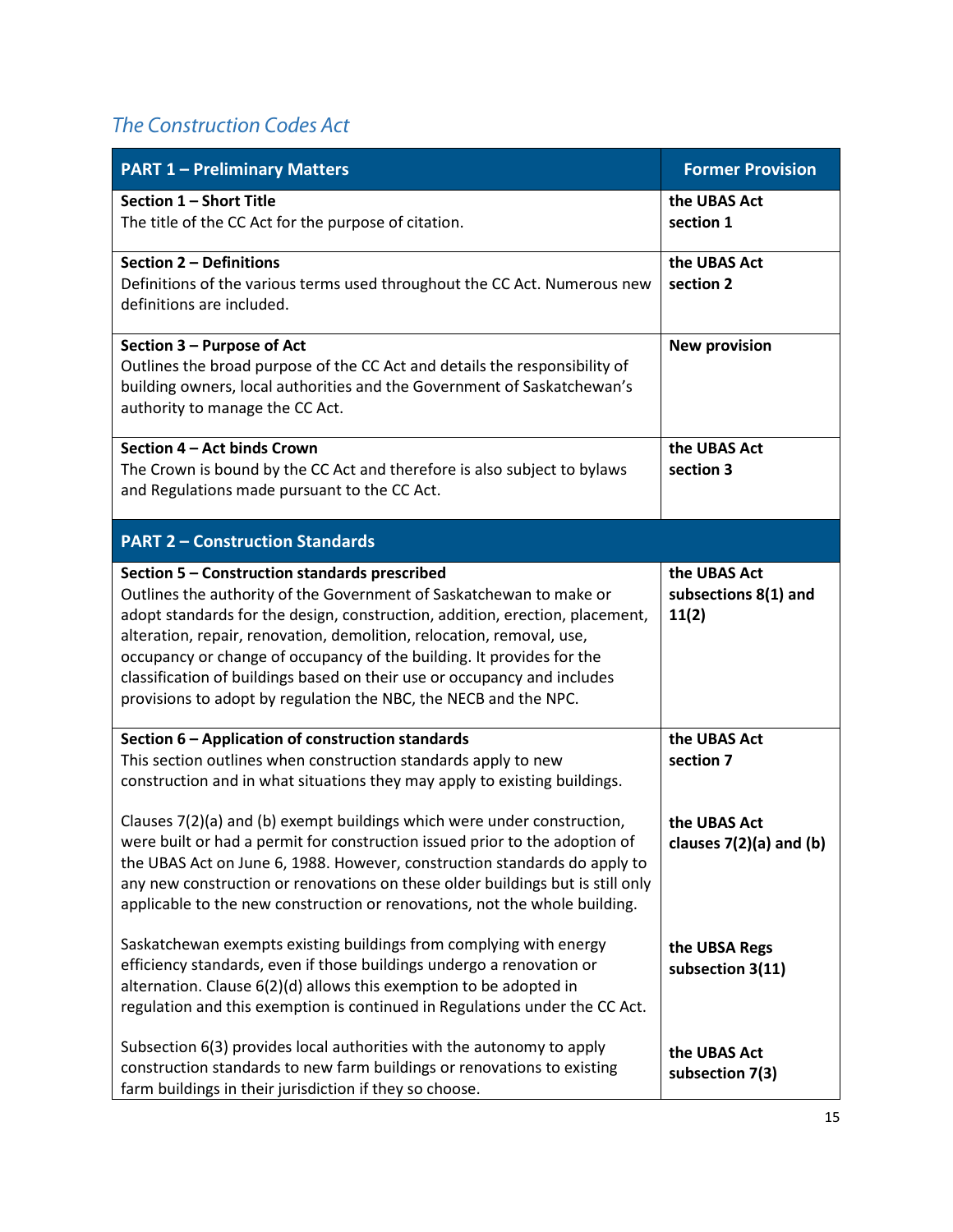## *The Construction Codes Act*

| PART 1 – Preliminary Matters | Former Provision |
|---|---|
| **Section 1 – Short Title**<br>The title of the CC Act for the purpose of citation. | **the UBAS Act section 1** |
| **Section 2 – Definitions**<br>Definitions of the various terms used throughout the CC Act. Numerous new definitions are included. | **the UBAS Act section 2** |
| **Section 3 – Purpose of Act**<br>Outlines the broad purpose of the CC Act and details the responsibility of building owners, local authorities and the Government of Saskatchewan's authority to manage the CC Act. | **New provision** |
| **Section 4 – Act binds Crown**<br>The Crown is bound by the CC Act and therefore is also subject to bylaws and Regulations made pursuant to the CC Act. | **the UBAS Act section 3** |
| **PART 2 – Construction Standards** | |
| **Section 5 – Construction standards prescribed**<br>Outlines the authority of the Government of Saskatchewan to make or adopt standards for the design, construction, addition, erection, placement, alteration, repair, renovation, demolition, relocation, removal, use, occupancy or change of occupancy of the building. It provides for the classification of buildings based on their use or occupancy and includes provisions to adopt by regulation the NBC, the NECB and the NPC. | **the UBAS Act subsections 8(1) and 11(2)** |
| **Section 6 – Application of construction standards**<br>This section outlines when construction standards apply to new construction and in what situations they may apply to existing buildings. | **the UBAS Act section 7** |
| Clauses 7(2)(a) and (b) exempt buildings which were under construction, were built or had a permit for construction issued prior to the adoption of the UBAS Act on June 6, 1988. However, construction standards do apply to any new construction or renovations on these older buildings but is still only applicable to the new construction or renovations, not the whole building. | **the UBAS Act clauses 7(2)(a) and (b)** |
| Saskatchewan exempts existing buildings from complying with energy efficiency standards, even if those buildings undergo a renovation or alternation. Clause 6(2)(d) allows this exemption to be adopted in regulation and this exemption is continued in Regulations under the CC Act. | **the UBSA Regs subsection 3(11)** |
| Subsection 6(3) provides local authorities with the autonomy to apply construction standards to new farm buildings or renovations to existing farm buildings in their jurisdiction if they so choose. | **the UBAS Act subsection 7(3)** |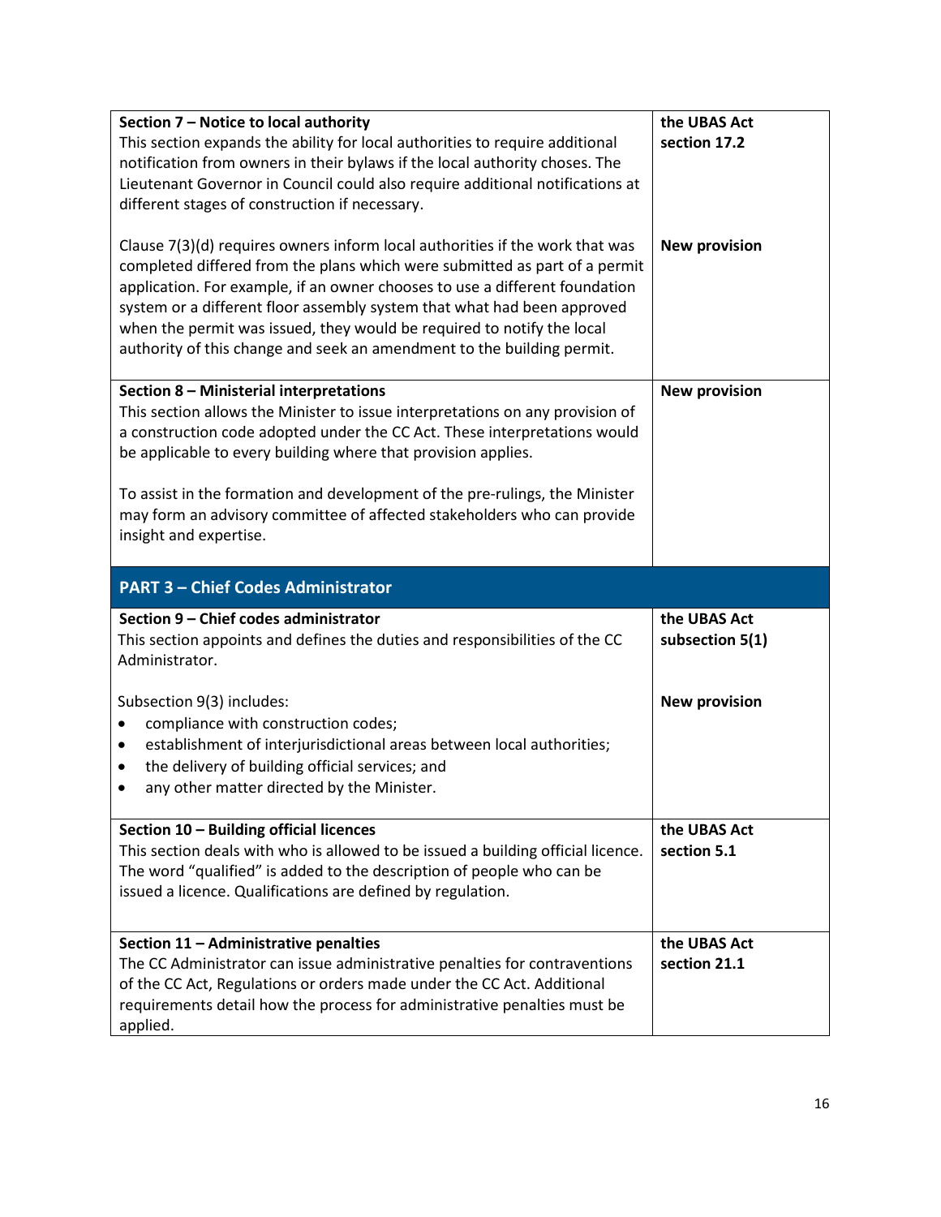| | |
|---|---|
| **Section 7 – Notice to local authority**<br>This section expands the ability for local authorities to require additional notification from owners in their bylaws if the local authority choses. The Lieutenant Governor in Council could also require additional notifications at different stages of construction if necessary. | **the UBAS Act section 17.2** |
| Clause 7(3)(d) requires owners inform local authorities if the work that was completed differed from the plans which were submitted as part of a permit application. For example, if an owner chooses to use a different foundation system or a different floor assembly system that what had been approved when the permit was issued, they would be required to notify the local authority of this change and seek an amendment to the building permit. | **New provision** |
| **Section 8 – Ministerial interpretations**<br>This section allows the Minister to issue interpretations on any provision of a construction code adopted under the CC Act. These interpretations would be applicable to every building where that provision applies.<br><br>To assist in the formation and development of the pre-rulings, the Minister may form an advisory committee of affected stakeholders who can provide insight and expertise. | **New provision** |
| **PART 3 – Chief Codes Administrator** | |
| **Section 9 – Chief codes administrator**<br>This section appoints and defines the duties and responsibilities of the CC Administrator. | **the UBAS Act subsection 5(1)** |
| Subsection 9(3) includes:<br>• compliance with construction codes;<br>• establishment of interjurisdictional areas between local authorities;<br>• the delivery of building official services; and<br>• any other matter directed by the Minister. | **New provision** |
| **Section 10 – Building official licences**<br>This section deals with who is allowed to be issued a building official licence. The word "qualified" is added to the description of people who can be issued a licence. Qualifications are defined by regulation. | **the UBAS Act section 5.1** |
| **Section 11 – Administrative penalties**<br>The CC Administrator can issue administrative penalties for contraventions of the CC Act, Regulations or orders made under the CC Act. Additional requirements detail how the process for administrative penalties must be applied. | **the UBAS Act section 21.1** |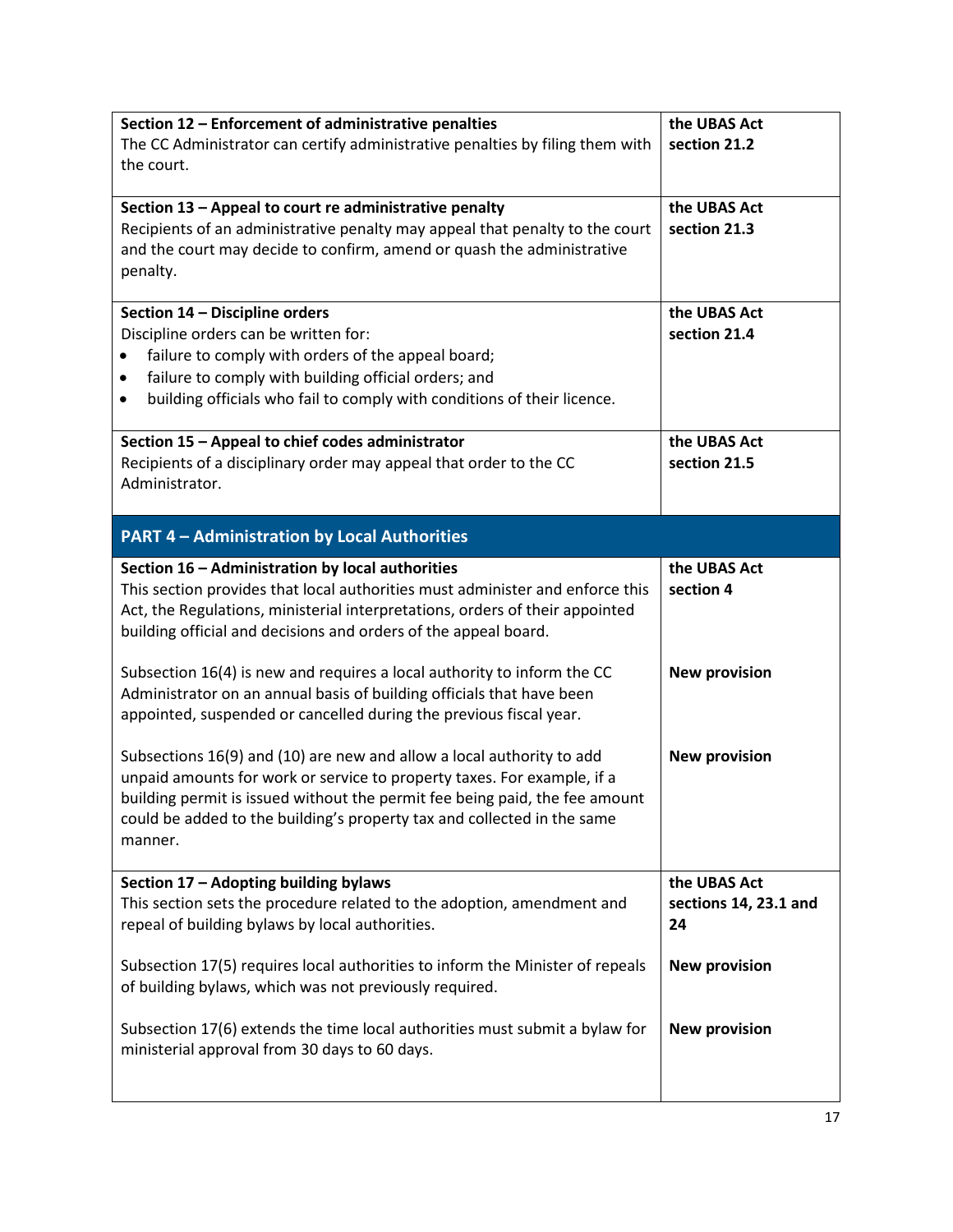| | |
|---|---|
| **Section 12 – Enforcement of administrative penalties**<br>The CC Administrator can certify administrative penalties by filing them with the court. | **the UBAS Act section 21.2** |
| **Section 13 – Appeal to court re administrative penalty**<br>Recipients of an administrative penalty may appeal that penalty to the court and the court may decide to confirm, amend or quash the administrative penalty. | **the UBAS Act section 21.3** |
| **Section 14 – Discipline orders**<br>Discipline orders can be written for:<br>• failure to comply with orders of the appeal board;<br>• failure to comply with building official orders; and<br>• building officials who fail to comply with conditions of their licence. | **the UBAS Act section 21.4** |
| **Section 15 – Appeal to chief codes administrator**<br>Recipients of a disciplinary order may appeal that order to the CC Administrator. | **the UBAS Act section 21.5** |
| **PART 4 – Administration by Local Authorities** | |
| **Section 16 – Administration by local authorities**<br>This section provides that local authorities must administer and enforce this Act, the Regulations, ministerial interpretations, orders of their appointed building official and decisions and orders of the appeal board. | **the UBAS Act section 4** |
| Subsection 16(4) is new and requires a local authority to inform the CC Administrator on an annual basis of building officials that have been appointed, suspended or cancelled during the previous fiscal year. | **New provision** |
| Subsections 16(9) and (10) are new and allow a local authority to add unpaid amounts for work or service to property taxes. For example, if a building permit is issued without the permit fee being paid, the fee amount could be added to the building's property tax and collected in the same manner. | **New provision** |
| **Section 17 – Adopting building bylaws**<br>This section sets the procedure related to the adoption, amendment and repeal of building bylaws by local authorities. | **the UBAS Act sections 14, 23.1 and 24** |
| Subsection 17(5) requires local authorities to inform the Minister of repeals of building bylaws, which was not previously required. | **New provision** |
| Subsection 17(6) extends the time local authorities must submit a bylaw for ministerial approval from 30 days to 60 days. | **New provision** |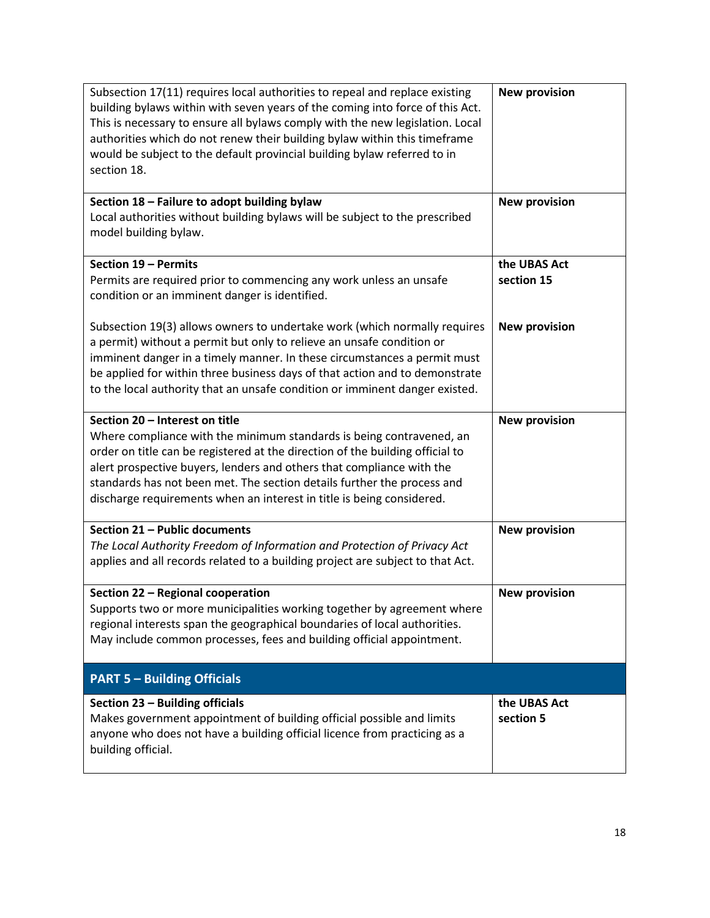| | |
|---|---|
| Subsection 17(11) requires local authorities to repeal and replace existing building bylaws within with seven years of the coming into force of this Act. This is necessary to ensure all bylaws comply with the new legislation. Local authorities which do not renew their building bylaw within this timeframe would be subject to the default provincial building bylaw referred to in section 18. | **New provision** |
| **Section 18 – Failure to adopt building bylaw**<br>Local authorities without building bylaws will be subject to the prescribed model building bylaw. | **New provision** |
| **Section 19 – Permits**<br>Permits are required prior to commencing any work unless an unsafe condition or an imminent danger is identified. | **the UBAS Act section 15** |
| Subsection 19(3) allows owners to undertake work (which normally requires a permit) without a permit but only to relieve an unsafe condition or imminent danger in a timely manner. In these circumstances a permit must be applied for within three business days of that action and to demonstrate to the local authority that an unsafe condition or imminent danger existed. | **New provision** |
| **Section 20 – Interest on title**<br>Where compliance with the minimum standards is being contravened, an order on title can be registered at the direction of the building official to alert prospective buyers, lenders and others that compliance with the standards has not been met. The section details further the process and discharge requirements when an interest in title is being considered. | **New provision** |
| **Section 21 – Public documents**<br>*The Local Authority Freedom of Information and Protection of Privacy Act* applies and all records related to a building project are subject to that Act. | **New provision** |
| **Section 22 – Regional cooperation**<br>Supports two or more municipalities working together by agreement where regional interests span the geographical boundaries of local authorities. May include common processes, fees and building official appointment. | **New provision** |
| **PART 5 – Building Officials** | |
| **Section 23 – Building officials**<br>Makes government appointment of building official possible and limits anyone who does not have a building official licence from practicing as a building official. | **the UBAS Act section 5** |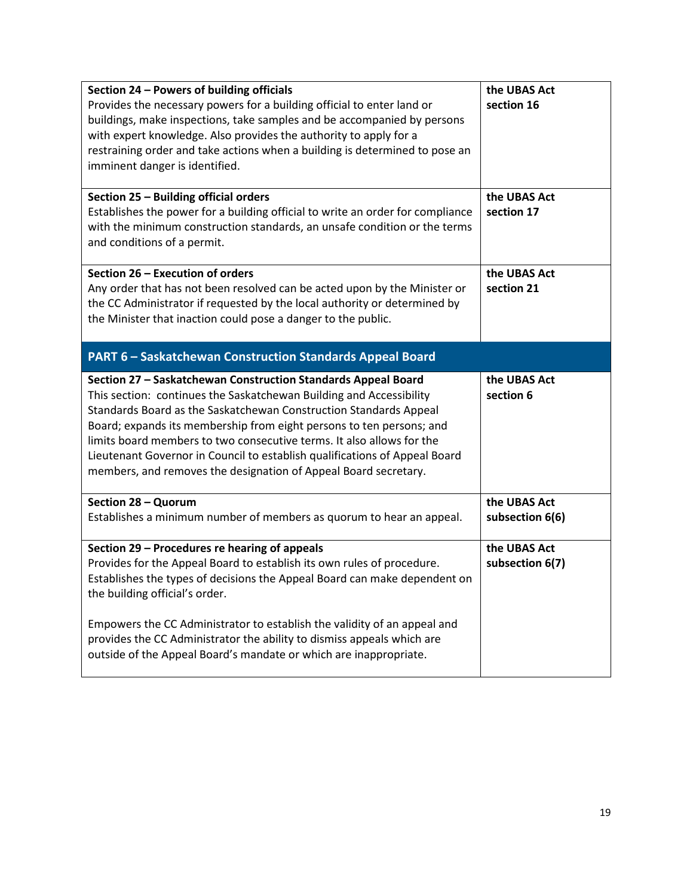| | |
|---|---|
| **Section 24 – Powers of building officials**<br>Provides the necessary powers for a building official to enter land or buildings, make inspections, take samples and be accompanied by persons with expert knowledge. Also provides the authority to apply for a restraining order and take actions when a building is determined to pose an imminent danger is identified. | **the UBAS Act section 16** |
| **Section 25 – Building official orders**<br>Establishes the power for a building official to write an order for compliance with the minimum construction standards, an unsafe condition or the terms and conditions of a permit. | **the UBAS Act section 17** |
| **Section 26 – Execution of orders**<br>Any order that has not been resolved can be acted upon by the Minister or the CC Administrator if requested by the local authority or determined by the Minister that inaction could pose a danger to the public. | **the UBAS Act section 21** |
| **PART 6 – Saskatchewan Construction Standards Appeal Board** | |
| **Section 27 – Saskatchewan Construction Standards Appeal Board**<br>This section: continues the Saskatchewan Building and Accessibility Standards Board as the Saskatchewan Construction Standards Appeal Board; expands its membership from eight persons to ten persons; and limits board members to two consecutive terms. It also allows for the Lieutenant Governor in Council to establish qualifications of Appeal Board members, and removes the designation of Appeal Board secretary. | **the UBAS Act section 6** |
| **Section 28 – Quorum**<br>Establishes a minimum number of members as quorum to hear an appeal. | **the UBAS Act subsection 6(6)** |
| **Section 29 – Procedures re hearing of appeals**<br>Provides for the Appeal Board to establish its own rules of procedure. Establishes the types of decisions the Appeal Board can make dependent on the building official's order.<br><br>Empowers the CC Administrator to establish the validity of an appeal and provides the CC Administrator the ability to dismiss appeals which are outside of the Appeal Board's mandate or which are inappropriate. | **the UBAS Act subsection 6(7)** |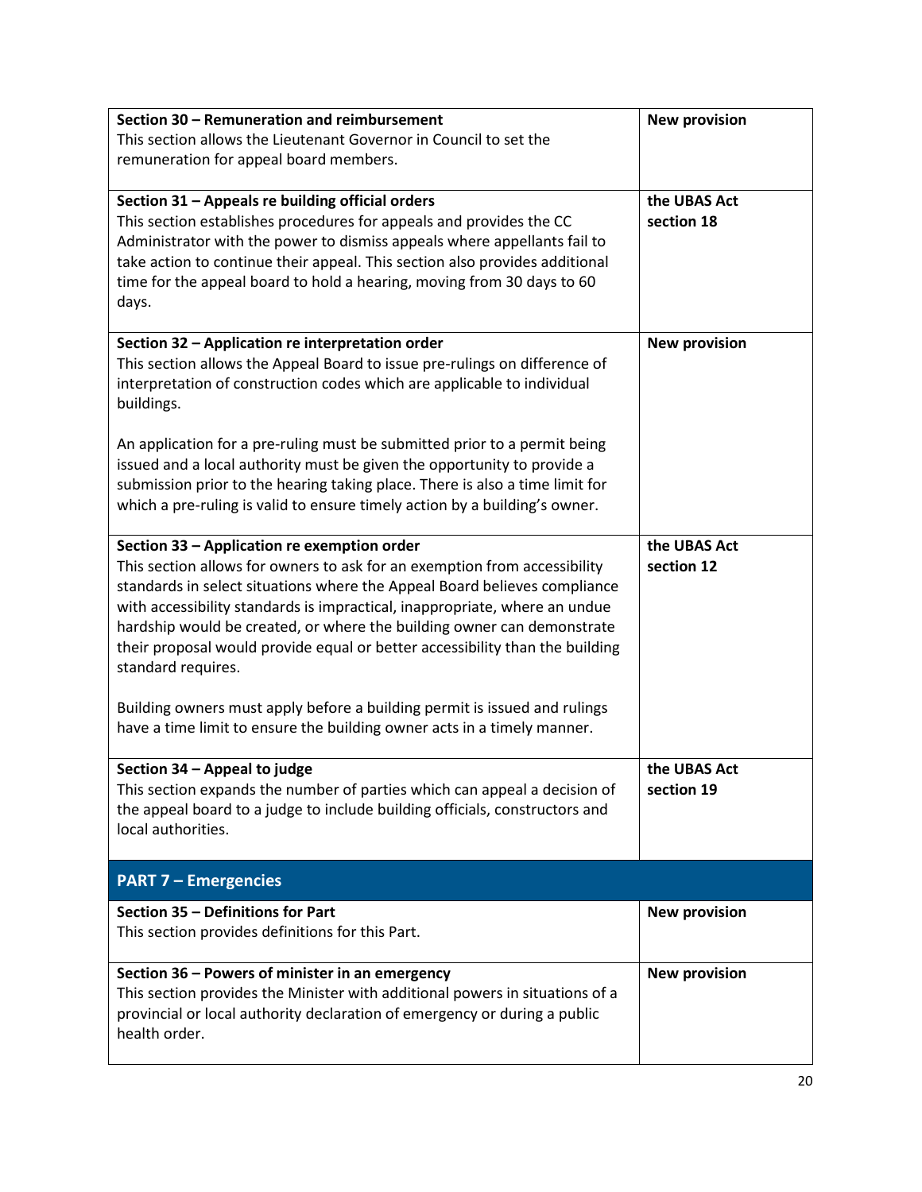| | |
|---|---|
| **Section 30 – Remuneration and reimbursement**<br>This section allows the Lieutenant Governor in Council to set the remuneration for appeal board members. | **New provision** |
| **Section 31 – Appeals re building official orders**<br>This section establishes procedures for appeals and provides the CC Administrator with the power to dismiss appeals where appellants fail to take action to continue their appeal. This section also provides additional time for the appeal board to hold a hearing, moving from 30 days to 60 days. | **the UBAS Act section 18** |
| **Section 32 – Application re interpretation order**<br>This section allows the Appeal Board to issue pre-rulings on difference of interpretation of construction codes which are applicable to individual buildings.<br><br>An application for a pre-ruling must be submitted prior to a permit being issued and a local authority must be given the opportunity to provide a submission prior to the hearing taking place. There is also a time limit for which a pre-ruling is valid to ensure timely action by a building's owner. | **New provision** |
| **Section 33 – Application re exemption order**<br>This section allows for owners to ask for an exemption from accessibility standards in select situations where the Appeal Board believes compliance with accessibility standards is impractical, inappropriate, where an undue hardship would be created, or where the building owner can demonstrate their proposal would provide equal or better accessibility than the building standard requires.<br><br>Building owners must apply before a building permit is issued and rulings have a time limit to ensure the building owner acts in a timely manner. | **the UBAS Act section 12** |
| **Section 34 – Appeal to judge**<br>This section expands the number of parties which can appeal a decision of the appeal board to a judge to include building officials, constructors and local authorities. | **the UBAS Act section 19** |
| **PART 7 – Emergencies** | |
| **Section 35 – Definitions for Part**<br>This section provides definitions for this Part. | **New provision** |
| **Section 36 – Powers of minister in an emergency**<br>This section provides the Minister with additional powers in situations of a provincial or local authority declaration of emergency or during a public health order. | **New provision** |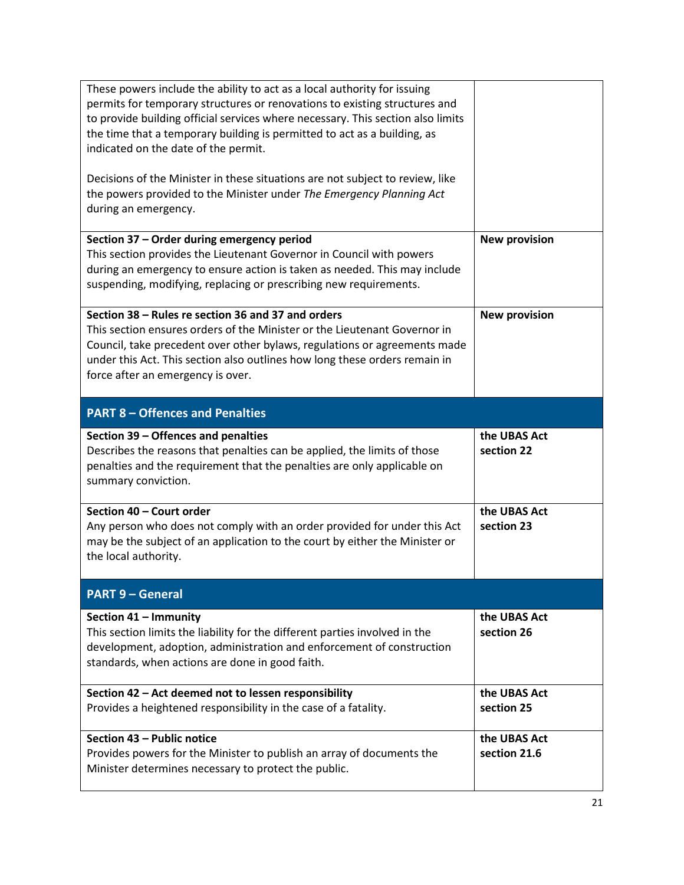| | |
|---|---|
| These powers include the ability to act as a local authority for issuing permits for temporary structures or renovations to existing structures and to provide building official services where necessary. This section also limits the time that a temporary building is permitted to act as a building, as indicated on the date of the permit.<br><br>Decisions of the Minister in these situations are not subject to review, like the powers provided to the Minister under *The Emergency Planning Act* during an emergency. | |
| **Section 37 – Order during emergency period**<br>This section provides the Lieutenant Governor in Council with powers during an emergency to ensure action is taken as needed. This may include suspending, modifying, replacing or prescribing new requirements. | **New provision** |
| **Section 38 – Rules re section 36 and 37 and orders**<br>This section ensures orders of the Minister or the Lieutenant Governor in Council, take precedent over other bylaws, regulations or agreements made under this Act. This section also outlines how long these orders remain in force after an emergency is over. | **New provision** |
| **PART 8 – Offences and Penalties** | |
| **Section 39 – Offences and penalties**<br>Describes the reasons that penalties can be applied, the limits of those penalties and the requirement that the penalties are only applicable on summary conviction. | **the UBAS Act section 22** |
| **Section 40 – Court order**<br>Any person who does not comply with an order provided for under this Act may be the subject of an application to the court by either the Minister or the local authority. | **the UBAS Act section 23** |
| **PART 9 – General** | |
| **Section 41 – Immunity**<br>This section limits the liability for the different parties involved in the development, adoption, administration and enforcement of construction standards, when actions are done in good faith. | **the UBAS Act section 26** |
| **Section 42 – Act deemed not to lessen responsibility**<br>Provides a heightened responsibility in the case of a fatality. | **the UBAS Act section 25** |
| **Section 43 – Public notice**<br>Provides powers for the Minister to publish an array of documents the Minister determines necessary to protect the public. | **the UBAS Act section 21.6** |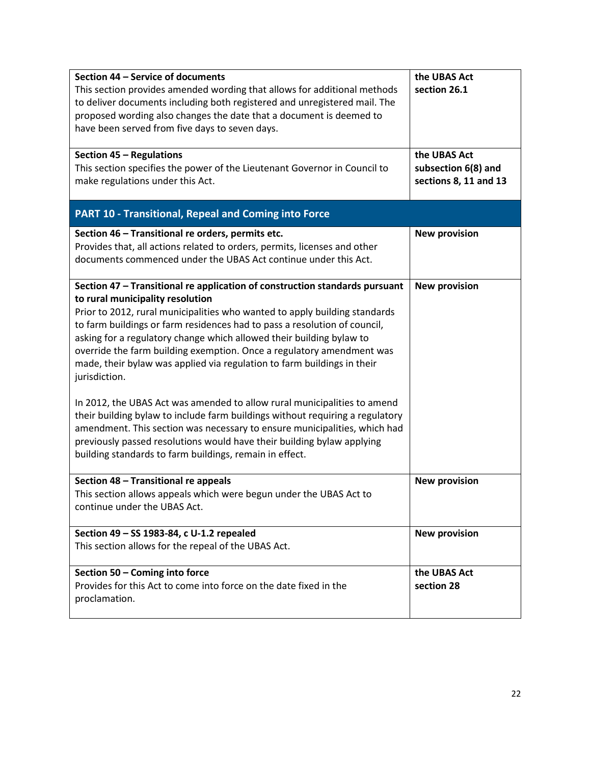| | |
|---|---|
| **Section 44 – Service of documents**<br>This section provides amended wording that allows for additional methods to deliver documents including both registered and unregistered mail. The proposed wording also changes the date that a document is deemed to have been served from five days to seven days. | **the UBAS Act section 26.1** |
| **Section 45 – Regulations**<br>This section specifies the power of the Lieutenant Governor in Council to make regulations under this Act. | **the UBAS Act subsection 6(8) and sections 8, 11 and 13** |
| **PART 10 - Transitional, Repeal and Coming into Force** | |
| **Section 46 – Transitional re orders, permits etc.**<br>Provides that, all actions related to orders, permits, licenses and other documents commenced under the UBAS Act continue under this Act. | **New provision** |
| **Section 47 – Transitional re application of construction standards pursuant to rural municipality resolution**<br>Prior to 2012, rural municipalities who wanted to apply building standards to farm buildings or farm residences had to pass a resolution of council, asking for a regulatory change which allowed their building bylaw to override the farm building exemption. Once a regulatory amendment was made, their bylaw was applied via regulation to farm buildings in their jurisdiction.<br><br>In 2012, the UBAS Act was amended to allow rural municipalities to amend their building bylaw to include farm buildings without requiring a regulatory amendment. This section was necessary to ensure municipalities, which had previously passed resolutions would have their building bylaw applying building standards to farm buildings, remain in effect. | **New provision** |
| **Section 48 – Transitional re appeals**<br>This section allows appeals which were begun under the UBAS Act to continue under the UBAS Act. | **New provision** |
| **Section 49 – SS 1983-84, c U-1.2 repealed**<br>This section allows for the repeal of the UBAS Act. | **New provision** |
| **Section 50 – Coming into force**<br>Provides for this Act to come into force on the date fixed in the proclamation. | **the UBAS Act section 28** |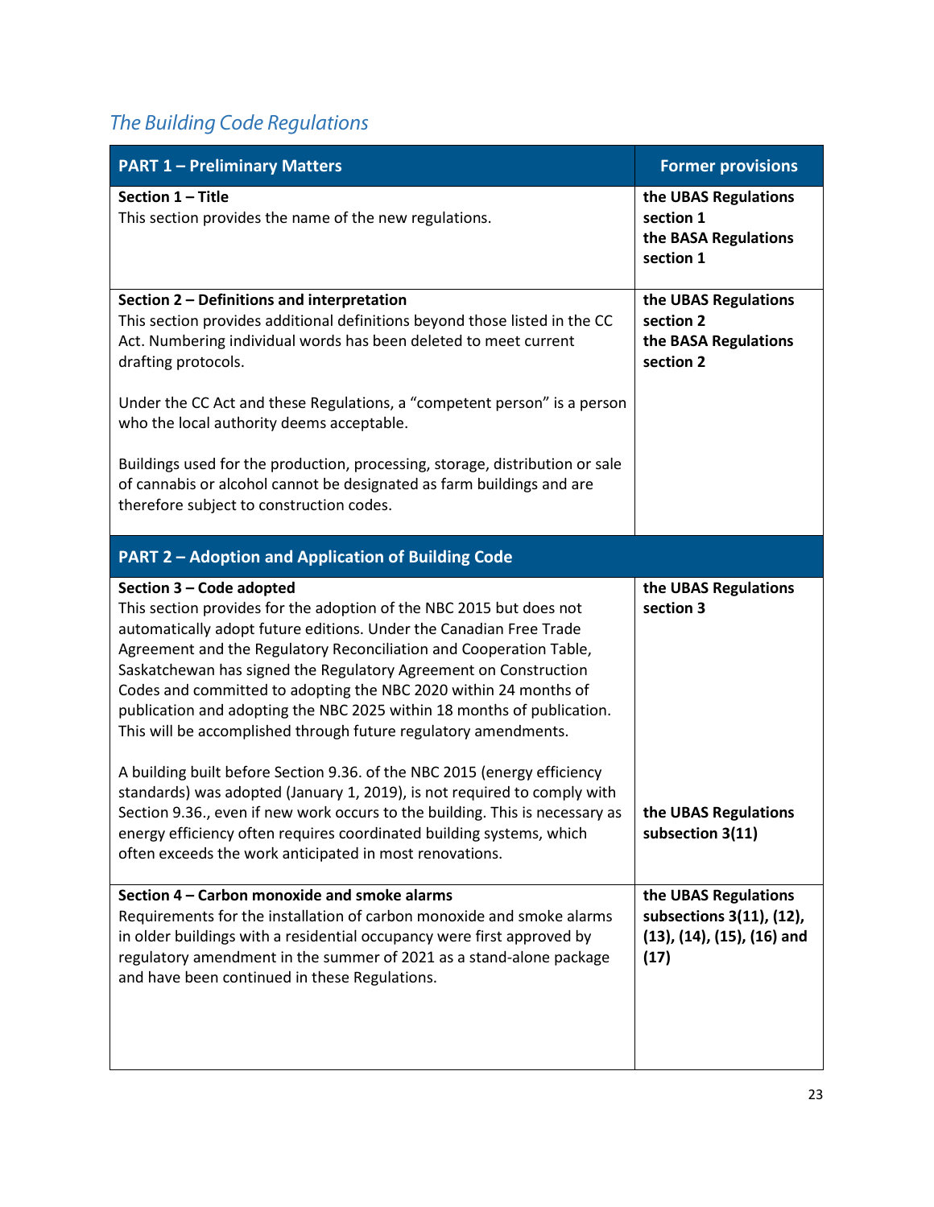## *The Building Code Regulations*

| PART 1 – Preliminary Matters | Former provisions |
|---|---|
| **Section 1 – Title**<br>This section provides the name of the new regulations. | **the UBAS Regulations section 1**<br>**the BASA Regulations section 1** |
| **Section 2 – Definitions and interpretation**<br>This section provides additional definitions beyond those listed in the CC Act. Numbering individual words has been deleted to meet current drafting protocols.<br><br>Under the CC Act and these Regulations, a "competent person" is a person who the local authority deems acceptable.<br><br>Buildings used for the production, processing, storage, distribution or sale of cannabis or alcohol cannot be designated as farm buildings and are therefore subject to construction codes. | **the UBAS Regulations section 2**<br>**the BASA Regulations section 2** |
| **PART 2 – Adoption and Application of Building Code** | |
| **Section 3 – Code adopted**<br>This section provides for the adoption of the NBC 2015 but does not automatically adopt future editions. Under the Canadian Free Trade Agreement and the Regulatory Reconciliation and Cooperation Table, Saskatchewan has signed the Regulatory Agreement on Construction Codes and committed to adopting the NBC 2020 within 24 months of publication and adopting the NBC 2025 within 18 months of publication. This will be accomplished through future regulatory amendments.<br><br>A building built before Section 9.36. of the NBC 2015 (energy efficiency standards) was adopted (January 1, 2019), is not required to comply with Section 9.36., even if new work occurs to the building. This is necessary as energy efficiency often requires coordinated building systems, which often exceeds the work anticipated in most renovations. | **the UBAS Regulations section 3**<br><br>**the UBAS Regulations subsection 3(11)** |
| **Section 4 – Carbon monoxide and smoke alarms**<br>Requirements for the installation of carbon monoxide and smoke alarms in older buildings with a residential occupancy were first approved by regulatory amendment in the summer of 2021 as a stand-alone package and have been continued in these Regulations. | **the UBAS Regulations subsections 3(11), (12), (13), (14), (15), (16) and (17)** |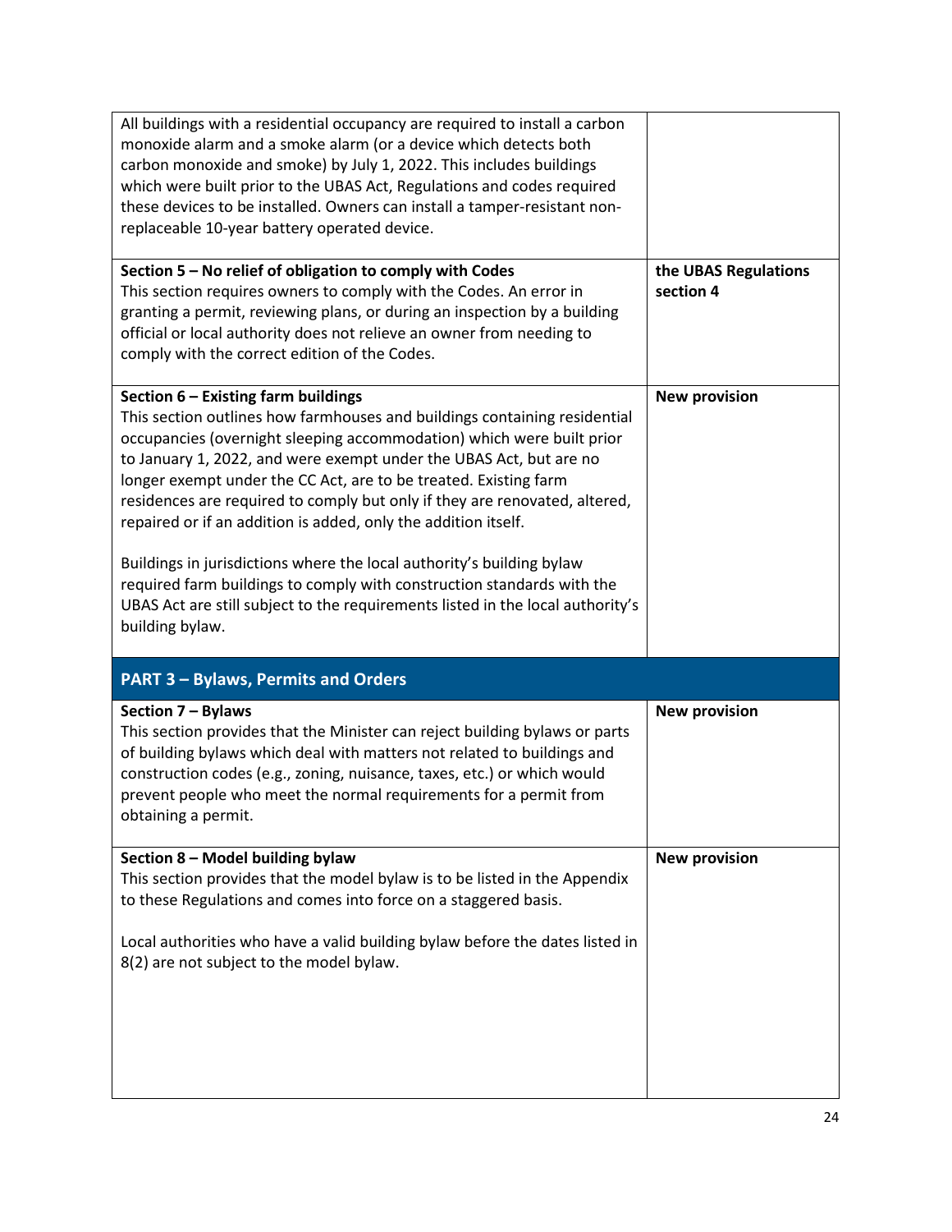| | |
|---|---|
| All buildings with a residential occupancy are required to install a carbon monoxide alarm and a smoke alarm (or a device which detects both carbon monoxide and smoke) by July 1, 2022. This includes buildings which were built prior to the UBAS Act, Regulations and codes required these devices to be installed. Owners can install a tamper-resistant non-replaceable 10-year battery operated device. | |
| **Section 5 – No relief of obligation to comply with Codes**<br>This section requires owners to comply with the Codes. An error in granting a permit, reviewing plans, or during an inspection by a building official or local authority does not relieve an owner from needing to comply with the correct edition of the Codes. | **the UBAS Regulations section 4** |
| **Section 6 – Existing farm buildings**<br>This section outlines how farmhouses and buildings containing residential occupancies (overnight sleeping accommodation) which were built prior to January 1, 2022, and were exempt under the UBAS Act, but are no longer exempt under the CC Act, are to be treated. Existing farm residences are required to comply but only if they are renovated, altered, repaired or if an addition is added, only the addition itself.<br><br>Buildings in jurisdictions where the local authority's building bylaw required farm buildings to comply with construction standards with the UBAS Act are still subject to the requirements listed in the local authority's building bylaw. | **New provision** |
| **PART 3 – Bylaws, Permits and Orders** | |
| **Section 7 – Bylaws**<br>This section provides that the Minister can reject building bylaws or parts of building bylaws which deal with matters not related to buildings and construction codes (e.g., zoning, nuisance, taxes, etc.) or which would prevent people who meet the normal requirements for a permit from obtaining a permit. | **New provision** |
| **Section 8 – Model building bylaw**<br>This section provides that the model bylaw is to be listed in the Appendix to these Regulations and comes into force on a staggered basis.<br><br>Local authorities who have a valid building bylaw before the dates listed in 8(2) are not subject to the model bylaw. | **New provision** |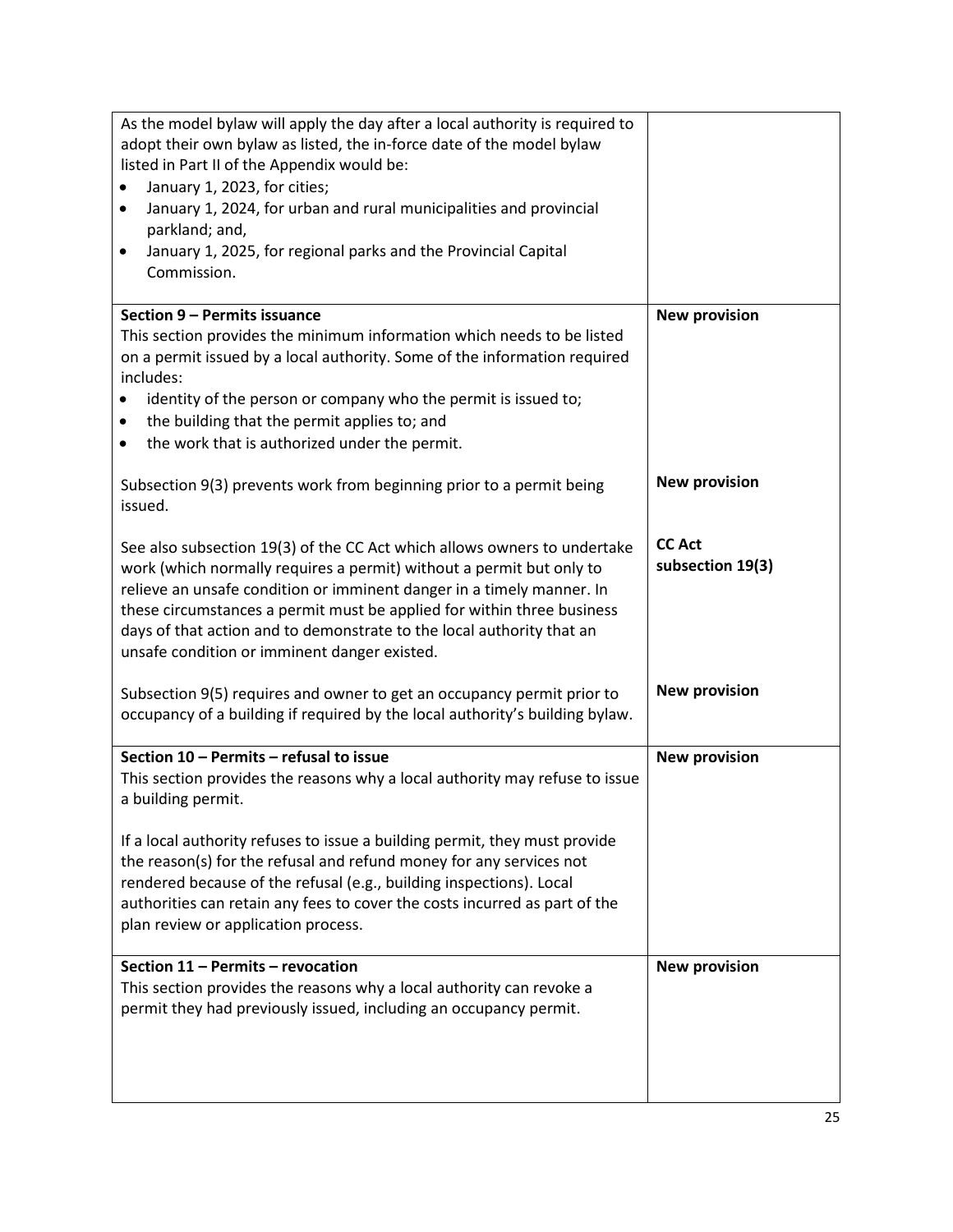| | |
|---|---|
| As the model bylaw will apply the day after a local authority is required to adopt their own bylaw as listed, the in-force date of the model bylaw listed in Part II of the Appendix would be:<br>• January 1, 2023, for cities;<br>• January 1, 2024, for urban and rural municipalities and provincial parkland; and,<br>• January 1, 2025, for regional parks and the Provincial Capital Commission. | |
| **Section 9 – Permits issuance**<br>This section provides the minimum information which needs to be listed on a permit issued by a local authority. Some of the information required includes:<br>• identity of the person or company who the permit is issued to;<br>• the building that the permit applies to; and<br>• the work that is authorized under the permit. | **New provision** |
| Subsection 9(3) prevents work from beginning prior to a permit being issued. | **New provision** |
| See also subsection 19(3) of the CC Act which allows owners to undertake work (which normally requires a permit) without a permit but only to relieve an unsafe condition or imminent danger in a timely manner. In these circumstances a permit must be applied for within three business days of that action and to demonstrate to the local authority that an unsafe condition or imminent danger existed. | **CC Act subsection 19(3)** |
| Subsection 9(5) requires and owner to get an occupancy permit prior to occupancy of a building if required by the local authority's building bylaw. | **New provision** |
| **Section 10 – Permits – refusal to issue**<br>This section provides the reasons why a local authority may refuse to issue a building permit.<br><br>If a local authority refuses to issue a building permit, they must provide the reason(s) for the refusal and refund money for any services not rendered because of the refusal (e.g., building inspections). Local authorities can retain any fees to cover the costs incurred as part of the plan review or application process. | **New provision** |
| **Section 11 – Permits – revocation**<br>This section provides the reasons why a local authority can revoke a permit they had previously issued, including an occupancy permit. | **New provision** |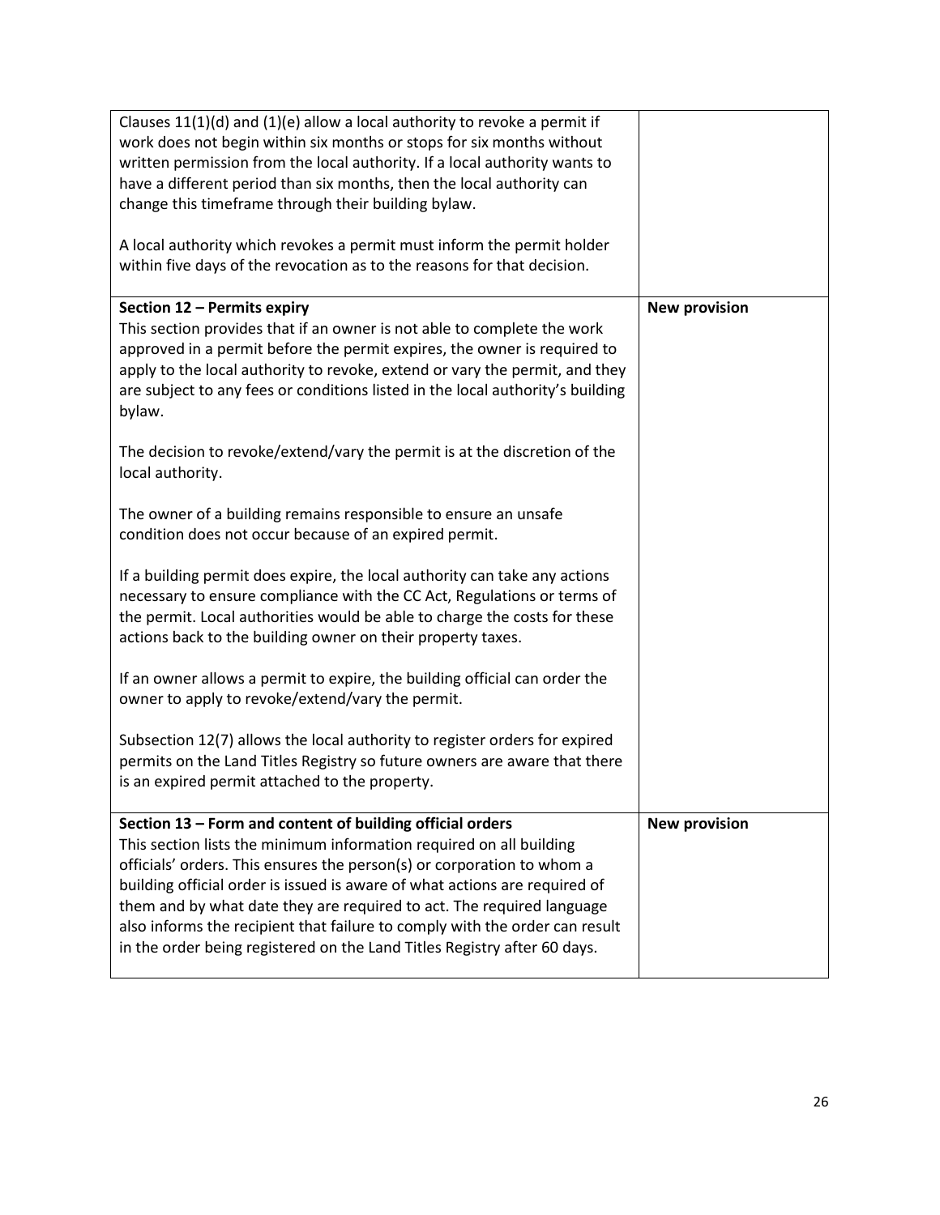| | |
|---|---|
| Clauses 11(1)(d) and (1)(e) allow a local authority to revoke a permit if work does not begin within six months or stops for six months without written permission from the local authority. If a local authority wants to have a different period than six months, then the local authority can change this timeframe through their building bylaw.<br><br>A local authority which revokes a permit must inform the permit holder within five days of the revocation as to the reasons for that decision. | |
| **Section 12 – Permits expiry**<br>This section provides that if an owner is not able to complete the work approved in a permit before the permit expires, the owner is required to apply to the local authority to revoke, extend or vary the permit, and they are subject to any fees or conditions listed in the local authority's building bylaw.<br><br>The decision to revoke/extend/vary the permit is at the discretion of the local authority.<br><br>The owner of a building remains responsible to ensure an unsafe condition does not occur because of an expired permit.<br><br>If a building permit does expire, the local authority can take any actions necessary to ensure compliance with the CC Act, Regulations or terms of the permit. Local authorities would be able to charge the costs for these actions back to the building owner on their property taxes.<br><br>If an owner allows a permit to expire, the building official can order the owner to apply to revoke/extend/vary the permit.<br><br>Subsection 12(7) allows the local authority to register orders for expired permits on the Land Titles Registry so future owners are aware that there is an expired permit attached to the property. | **New provision** |
| **Section 13 – Form and content of building official orders**<br>This section lists the minimum information required on all building officials' orders. This ensures the person(s) or corporation to whom a building official order is issued is aware of what actions are required of them and by what date they are required to act. The required language also informs the recipient that failure to comply with the order can result in the order being registered on the Land Titles Registry after 60 days. | **New provision** |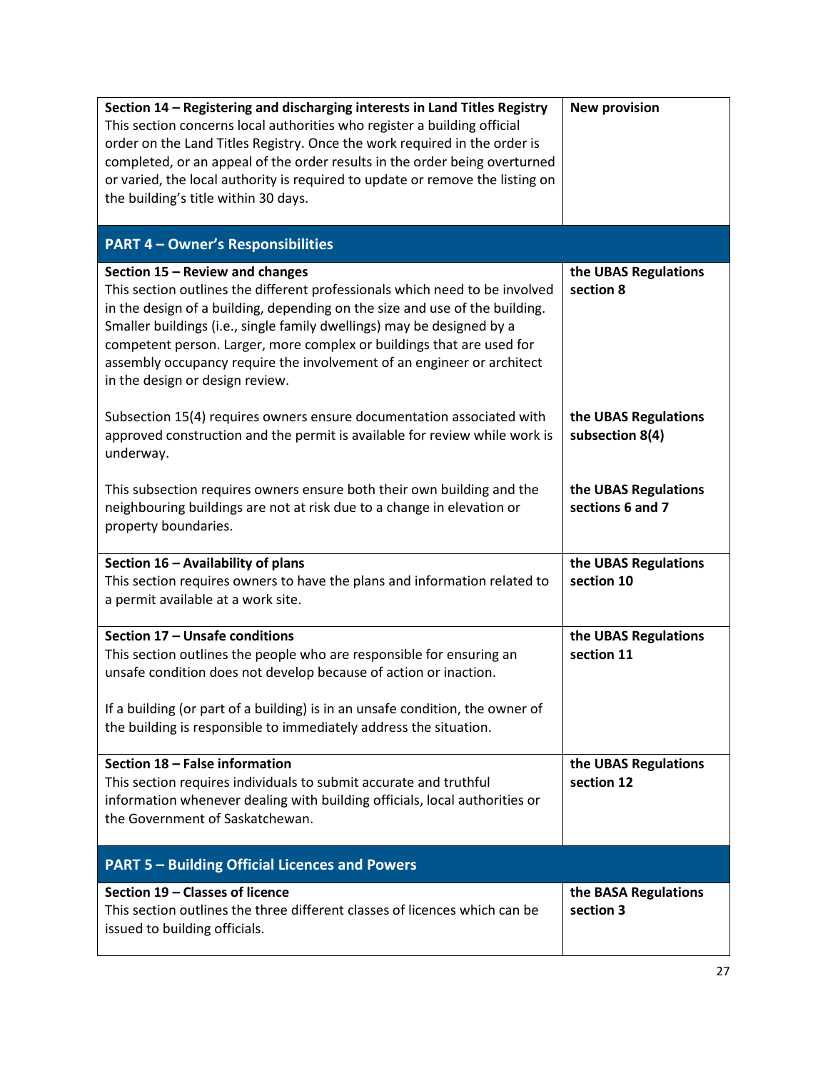| | |
|---|---|
| **Section 14 – Registering and discharging interests in Land Titles Registry**<br>This section concerns local authorities who register a building official order on the Land Titles Registry. Once the work required in the order is completed, or an appeal of the order results in the order being overturned or varied, the local authority is required to update or remove the listing on the building's title within 30 days. | **New provision** |
| **PART 4 – Owner's Responsibilities** | |
| **Section 15 – Review and changes**<br>This section outlines the different professionals which need to be involved in the design of a building, depending on the size and use of the building. Smaller buildings (i.e., single family dwellings) may be designed by a competent person. Larger, more complex or buildings that are used for assembly occupancy require the involvement of an engineer or architect in the design or design review. | **the UBAS Regulations section 8** |
| Subsection 15(4) requires owners ensure documentation associated with approved construction and the permit is available for review while work is underway. | **the UBAS Regulations subsection 8(4)** |
| This subsection requires owners ensure both their own building and the neighbouring buildings are not at risk due to a change in elevation or property boundaries. | **the UBAS Regulations sections 6 and 7** |
| **Section 16 – Availability of plans**<br>This section requires owners to have the plans and information related to a permit available at a work site. | **the UBAS Regulations section 10** |
| **Section 17 – Unsafe conditions**<br>This section outlines the people who are responsible for ensuring an unsafe condition does not develop because of action or inaction.<br><br>If a building (or part of a building) is in an unsafe condition, the owner of the building is responsible to immediately address the situation. | **the UBAS Regulations section 11** |
| **Section 18 – False information**<br>This section requires individuals to submit accurate and truthful information whenever dealing with building officials, local authorities or the Government of Saskatchewan. | **the UBAS Regulations section 12** |
| **PART 5 – Building Official Licences and Powers** | |
| **Section 19 – Classes of licence**<br>This section outlines the three different classes of licences which can be issued to building officials. | **the BASA Regulations section 3** |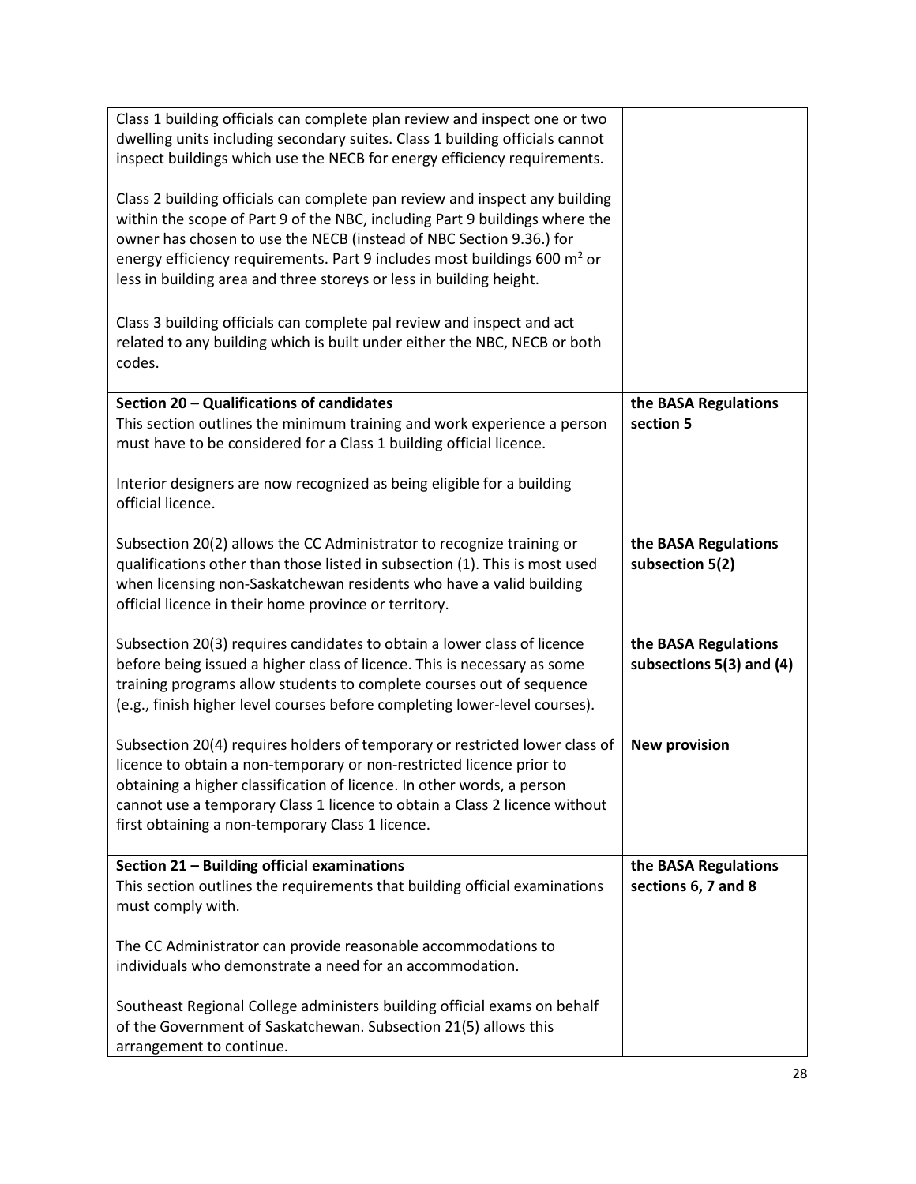| | |
|---|---|
| Class 1 building officials can complete plan review and inspect one or two dwelling units including secondary suites. Class 1 building officials cannot inspect buildings which use the NECB for energy efficiency requirements.<br><br>Class 2 building officials can complete pan review and inspect any building within the scope of Part 9 of the NBC, including Part 9 buildings where the owner has chosen to use the NECB (instead of NBC Section 9.36.) for energy efficiency requirements. Part 9 includes most buildings 600 $m^2$ or less in building area and three storeys or less in building height.<br><br>Class 3 building officials can complete pal review and inspect and act related to any building which is built under either the NBC, NECB or both codes. | |
| **Section 20 – Qualifications of candidates**<br>This section outlines the minimum training and work experience a person must have to be considered for a Class 1 building official licence.<br><br>Interior designers are now recognized as being eligible for a building official licence. | **the BASA Regulations section 5** |
| Subsection 20(2) allows the CC Administrator to recognize training or qualifications other than those listed in subsection (1). This is most used when licensing non-Saskatchewan residents who have a valid building official licence in their home province or territory. | **the BASA Regulations subsection 5(2)** |
| Subsection 20(3) requires candidates to obtain a lower class of licence before being issued a higher class of licence. This is necessary as some training programs allow students to complete courses out of sequence (e.g., finish higher level courses before completing lower-level courses). | **the BASA Regulations subsections 5(3) and (4)** |
| Subsection 20(4) requires holders of temporary or restricted lower class of licence to obtain a non-temporary or non-restricted licence prior to obtaining a higher classification of licence. In other words, a person cannot use a temporary Class 1 licence to obtain a Class 2 licence without first obtaining a non-temporary Class 1 licence. | **New provision** |
| **Section 21 – Building official examinations**<br>This section outlines the requirements that building official examinations must comply with.<br><br>The CC Administrator can provide reasonable accommodations to individuals who demonstrate a need for an accommodation.<br><br>Southeast Regional College administers building official exams on behalf of the Government of Saskatchewan. Subsection 21(5) allows this arrangement to continue. | **the BASA Regulations sections 6, 7 and 8** |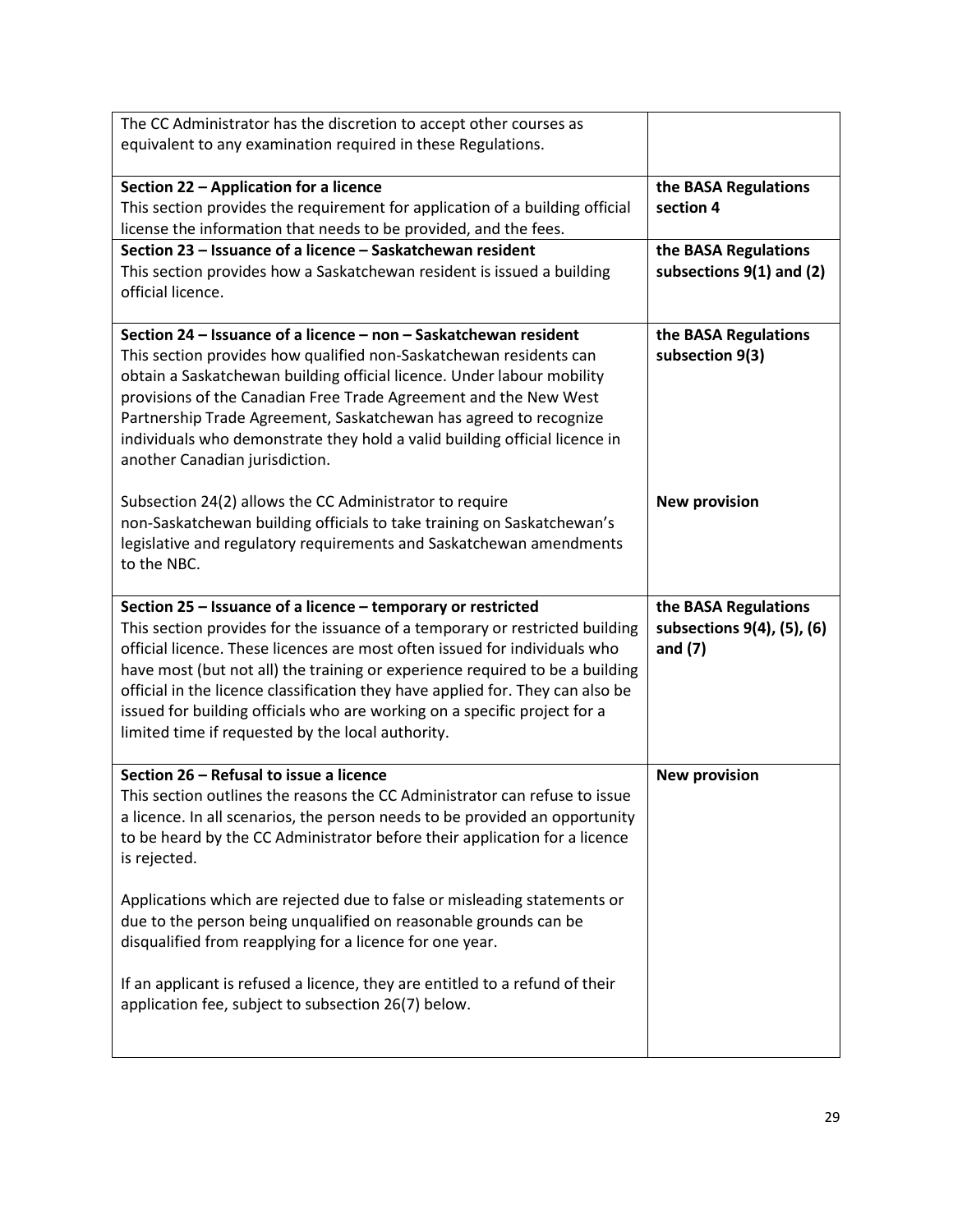| | |
|---|---|
| The CC Administrator has the discretion to accept other courses as equivalent to any examination required in these Regulations. | |
| **Section 22 – Application for a licence**<br>This section provides the requirement for application of a building official license the information that needs to be provided, and the fees. | **the BASA Regulations section 4** |
| **Section 23 – Issuance of a licence – Saskatchewan resident**<br>This section provides how a Saskatchewan resident is issued a building official licence. | **the BASA Regulations subsections 9(1) and (2)** |
| **Section 24 – Issuance of a licence – non – Saskatchewan resident**<br>This section provides how qualified non-Saskatchewan residents can obtain a Saskatchewan building official licence. Under labour mobility provisions of the Canadian Free Trade Agreement and the New West Partnership Trade Agreement, Saskatchewan has agreed to recognize individuals who demonstrate they hold a valid building official licence in another Canadian jurisdiction. | **the BASA Regulations subsection 9(3)** |
| Subsection 24(2) allows the CC Administrator to require non-Saskatchewan building officials to take training on Saskatchewan's legislative and regulatory requirements and Saskatchewan amendments to the NBC. | **New provision** |
| **Section 25 – Issuance of a licence – temporary or restricted**<br>This section provides for the issuance of a temporary or restricted building official licence. These licences are most often issued for individuals who have most (but not all) the training or experience required to be a building official in the licence classification they have applied for. They can also be issued for building officials who are working on a specific project for a limited time if requested by the local authority. | **the BASA Regulations subsections 9(4), (5), (6) and (7)** |
| **Section 26 – Refusal to issue a licence**<br>This section outlines the reasons the CC Administrator can refuse to issue a licence. In all scenarios, the person needs to be provided an opportunity to be heard by the CC Administrator before their application for a licence is rejected.<br><br>Applications which are rejected due to false or misleading statements or due to the person being unqualified on reasonable grounds can be disqualified from reapplying for a licence for one year.<br><br>If an applicant is refused a licence, they are entitled to a refund of their application fee, subject to subsection 26(7) below. | **New provision** |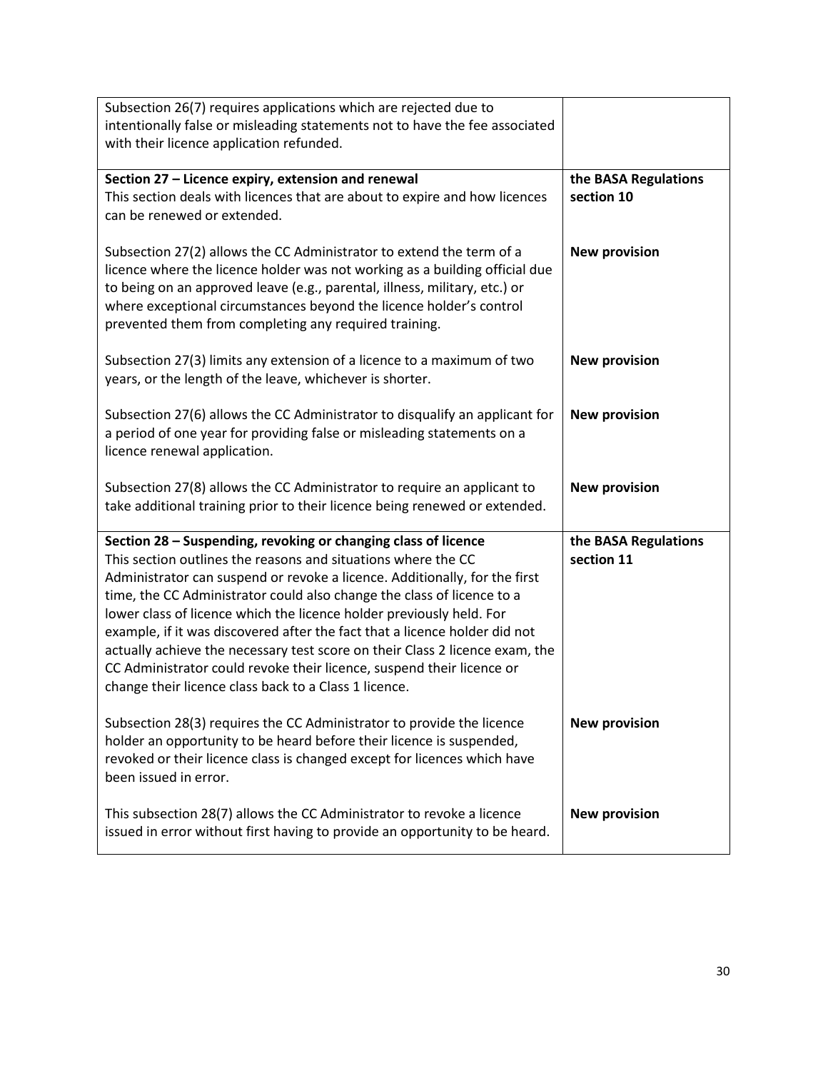| | |
|---|---|
| Subsection 26(7) requires applications which are rejected due to intentionally false or misleading statements not to have the fee associated with their licence application refunded. | |
| **Section 27 – Licence expiry, extension and renewal**<br>This section deals with licences that are about to expire and how licences can be renewed or extended. | **the BASA Regulations section 10** |
| Subsection 27(2) allows the CC Administrator to extend the term of a licence where the licence holder was not working as a building official due to being on an approved leave (e.g., parental, illness, military, etc.) or where exceptional circumstances beyond the licence holder's control prevented them from completing any required training. | **New provision** |
| Subsection 27(3) limits any extension of a licence to a maximum of two years, or the length of the leave, whichever is shorter. | **New provision** |
| Subsection 27(6) allows the CC Administrator to disqualify an applicant for a period of one year for providing false or misleading statements on a licence renewal application. | **New provision** |
| Subsection 27(8) allows the CC Administrator to require an applicant to take additional training prior to their licence being renewed or extended. | **New provision** |
| **Section 28 – Suspending, revoking or changing class of licence**<br>This section outlines the reasons and situations where the CC Administrator can suspend or revoke a licence. Additionally, for the first time, the CC Administrator could also change the class of licence to a lower class of licence which the licence holder previously held. For example, if it was discovered after the fact that a licence holder did not actually achieve the necessary test score on their Class 2 licence exam, the CC Administrator could revoke their licence, suspend their licence or change their licence class back to a Class 1 licence. | **the BASA Regulations section 11** |
| Subsection 28(3) requires the CC Administrator to provide the licence holder an opportunity to be heard before their licence is suspended, revoked or their licence class is changed except for licences which have been issued in error. | **New provision** |
| This subsection 28(7) allows the CC Administrator to revoke a licence issued in error without first having to provide an opportunity to be heard. | **New provision** |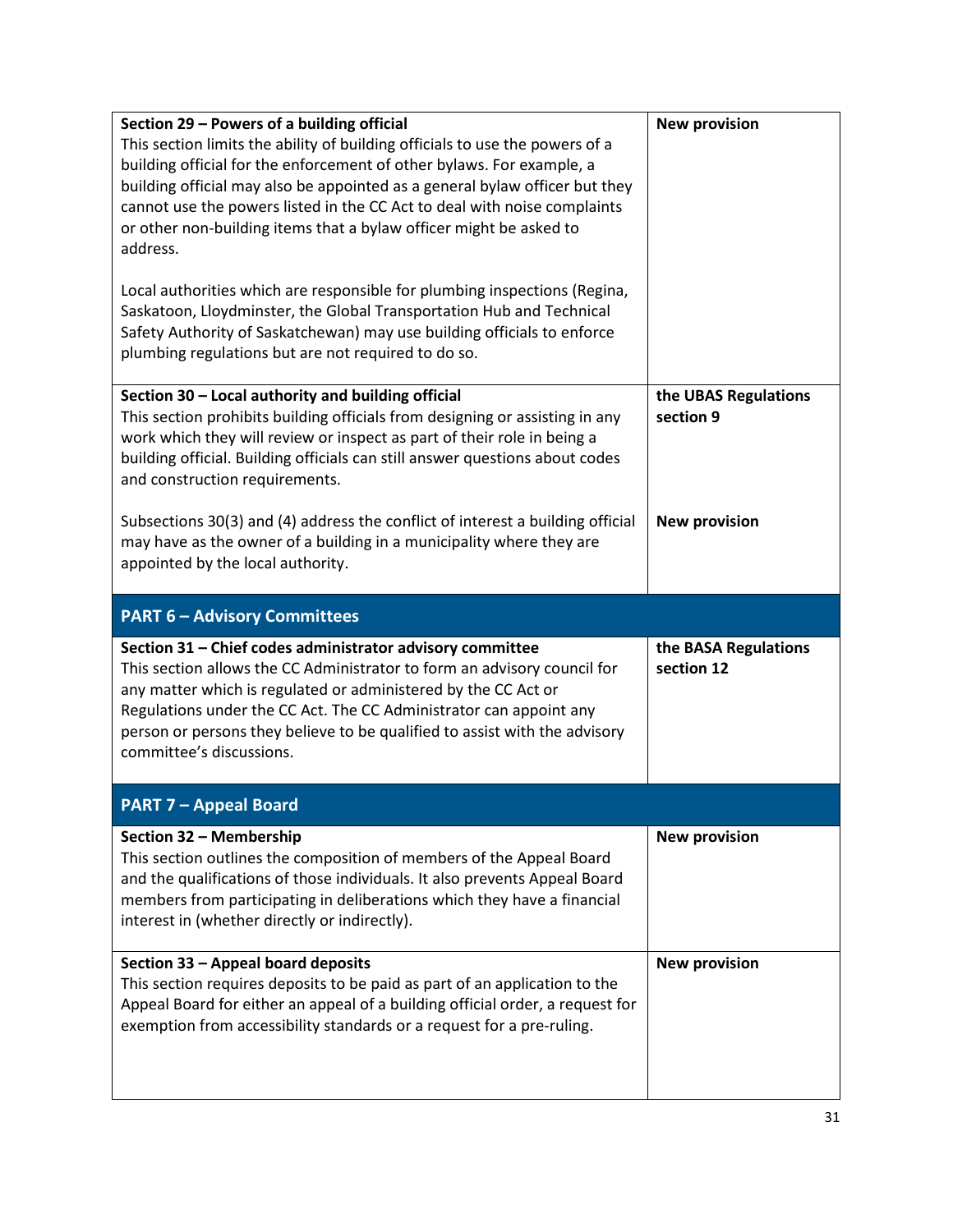| | |
|---|---|
| **Section 29 – Powers of a building official**<br>This section limits the ability of building officials to use the powers of a building official for the enforcement of other bylaws. For example, a building official may also be appointed as a general bylaw officer but they cannot use the powers listed in the CC Act to deal with noise complaints or other non-building items that a bylaw officer might be asked to address.<br><br>Local authorities which are responsible for plumbing inspections (Regina, Saskatoon, Lloydminster, the Global Transportation Hub and Technical Safety Authority of Saskatchewan) may use building officials to enforce plumbing regulations but are not required to do so. | **New provision** |
| **Section 30 – Local authority and building official**<br>This section prohibits building officials from designing or assisting in any work which they will review or inspect as part of their role in being a building official. Building officials can still answer questions about codes and construction requirements. | **the UBAS Regulations section 9** |
| Subsections 30(3) and (4) address the conflict of interest a building official may have as the owner of a building in a municipality where they are appointed by the local authority. | **New provision** |
| **PART 6 – Advisory Committees** | |
| **Section 31 – Chief codes administrator advisory committee**<br>This section allows the CC Administrator to form an advisory council for any matter which is regulated or administered by the CC Act or Regulations under the CC Act. The CC Administrator can appoint any person or persons they believe to be qualified to assist with the advisory committee's discussions. | **the BASA Regulations section 12** |
| **PART 7 – Appeal Board** | |
| **Section 32 – Membership**<br>This section outlines the composition of members of the Appeal Board and the qualifications of those individuals. It also prevents Appeal Board members from participating in deliberations which they have a financial interest in (whether directly or indirectly). | **New provision** |
| **Section 33 – Appeal board deposits**<br>This section requires deposits to be paid as part of an application to the Appeal Board for either an appeal of a building official order, a request for exemption from accessibility standards or a request for a pre-ruling. | **New provision** |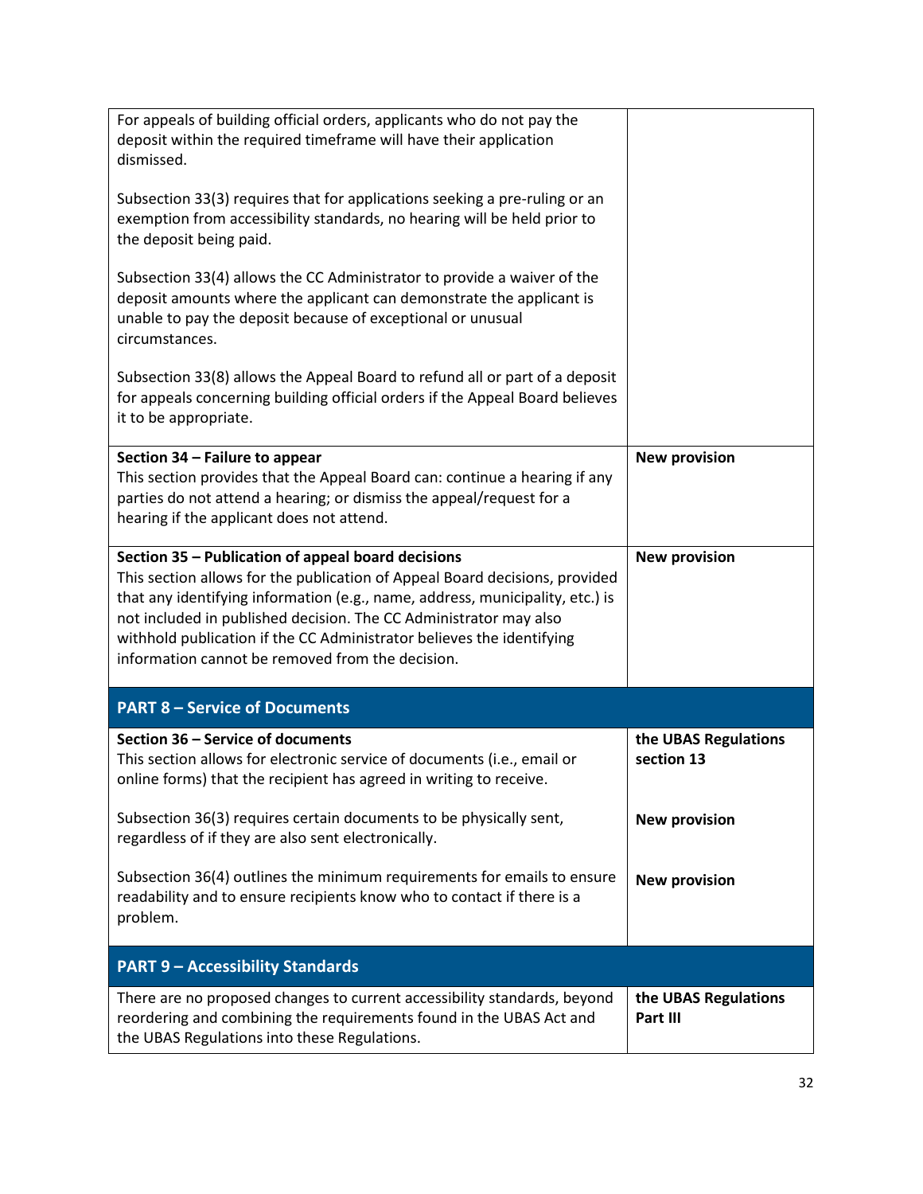| | |
|---|---|
| For appeals of building official orders, applicants who do not pay the deposit within the required timeframe will have their application dismissed.<br><br>Subsection 33(3) requires that for applications seeking a pre-ruling or an exemption from accessibility standards, no hearing will be held prior to the deposit being paid.<br><br>Subsection 33(4) allows the CC Administrator to provide a waiver of the deposit amounts where the applicant can demonstrate the applicant is unable to pay the deposit because of exceptional or unusual circumstances.<br><br>Subsection 33(8) allows the Appeal Board to refund all or part of a deposit for appeals concerning building official orders if the Appeal Board believes it to be appropriate. | |
| **Section 34 – Failure to appear**<br>This section provides that the Appeal Board can: continue a hearing if any parties do not attend a hearing; or dismiss the appeal/request for a hearing if the applicant does not attend. | **New provision** |
| **Section 35 – Publication of appeal board decisions**<br>This section allows for the publication of Appeal Board decisions, provided that any identifying information (e.g., name, address, municipality, etc.) is not included in published decision. The CC Administrator may also withhold publication if the CC Administrator believes the identifying information cannot be removed from the decision. | **New provision** |
| **PART 8 – Service of Documents** | |
| **Section 36 – Service of documents**<br>This section allows for electronic service of documents (i.e., email or online forms) that the recipient has agreed in writing to receive. | **the UBAS Regulations section 13** |
| Subsection 36(3) requires certain documents to be physically sent, regardless of if they are also sent electronically. | **New provision** |
| Subsection 36(4) outlines the minimum requirements for emails to ensure readability and to ensure recipients know who to contact if there is a problem. | **New provision** |
| **PART 9 – Accessibility Standards** | |
| There are no proposed changes to current accessibility standards, beyond reordering and combining the requirements found in the UBAS Act and the UBAS Regulations into these Regulations. | **the UBAS Regulations Part III** |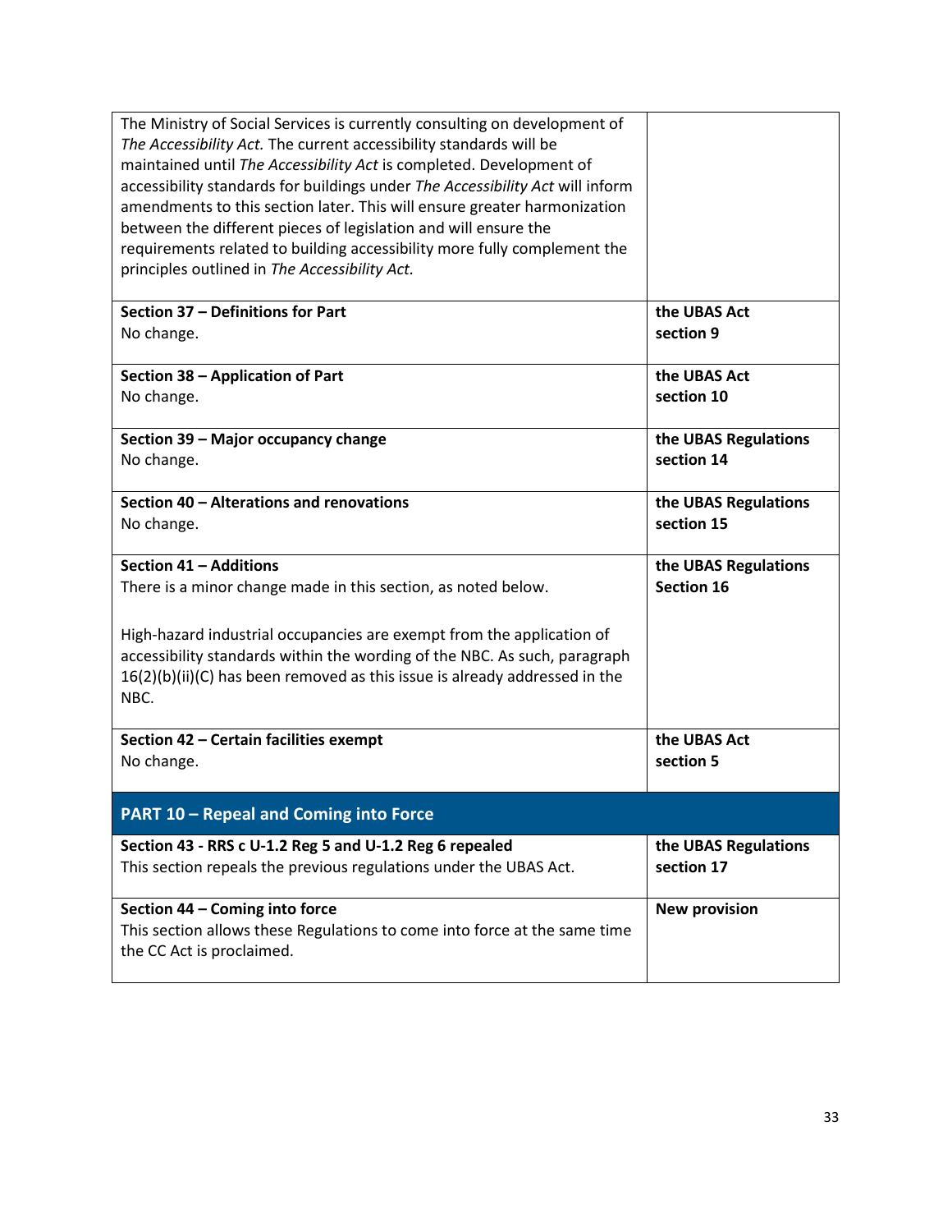| | |
|---|---|
| The Ministry of Social Services is currently consulting on development of *The Accessibility Act.* The current accessibility standards will be maintained until *The Accessibility Act* is completed. Development of accessibility standards for buildings under *The Accessibility Act* will inform amendments to this section later. This will ensure greater harmonization between the different pieces of legislation and will ensure the requirements related to building accessibility more fully complement the principles outlined in *The Accessibility Act.* | |
| **Section 37 – Definitions for Part**<br>No change. | **the UBAS Act section 9** |
| **Section 38 – Application of Part**<br>No change. | **the UBAS Act section 10** |
| **Section 39 – Major occupancy change**<br>No change. | **the UBAS Regulations section 14** |
| **Section 40 – Alterations and renovations**<br>No change. | **the UBAS Regulations section 15** |
| **Section 41 – Additions**<br>There is a minor change made in this section, as noted below.<br><br>High-hazard industrial occupancies are exempt from the application of accessibility standards within the wording of the NBC. As such, paragraph 16(2)(b)(ii)(C) has been removed as this issue is already addressed in the NBC. | **the UBAS Regulations Section 16** |
| **Section 42 – Certain facilities exempt**<br>No change. | **the UBAS Act section 5** |
| **PART 10 – Repeal and Coming into Force** | |
| **Section 43 - RRS c U-1.2 Reg 5 and U-1.2 Reg 6 repealed**<br>This section repeals the previous regulations under the UBAS Act. | **the UBAS Regulations section 17** |
| **Section 44 – Coming into force**<br>This section allows these Regulations to come into force at the same time the CC Act is proclaimed. | **New provision** |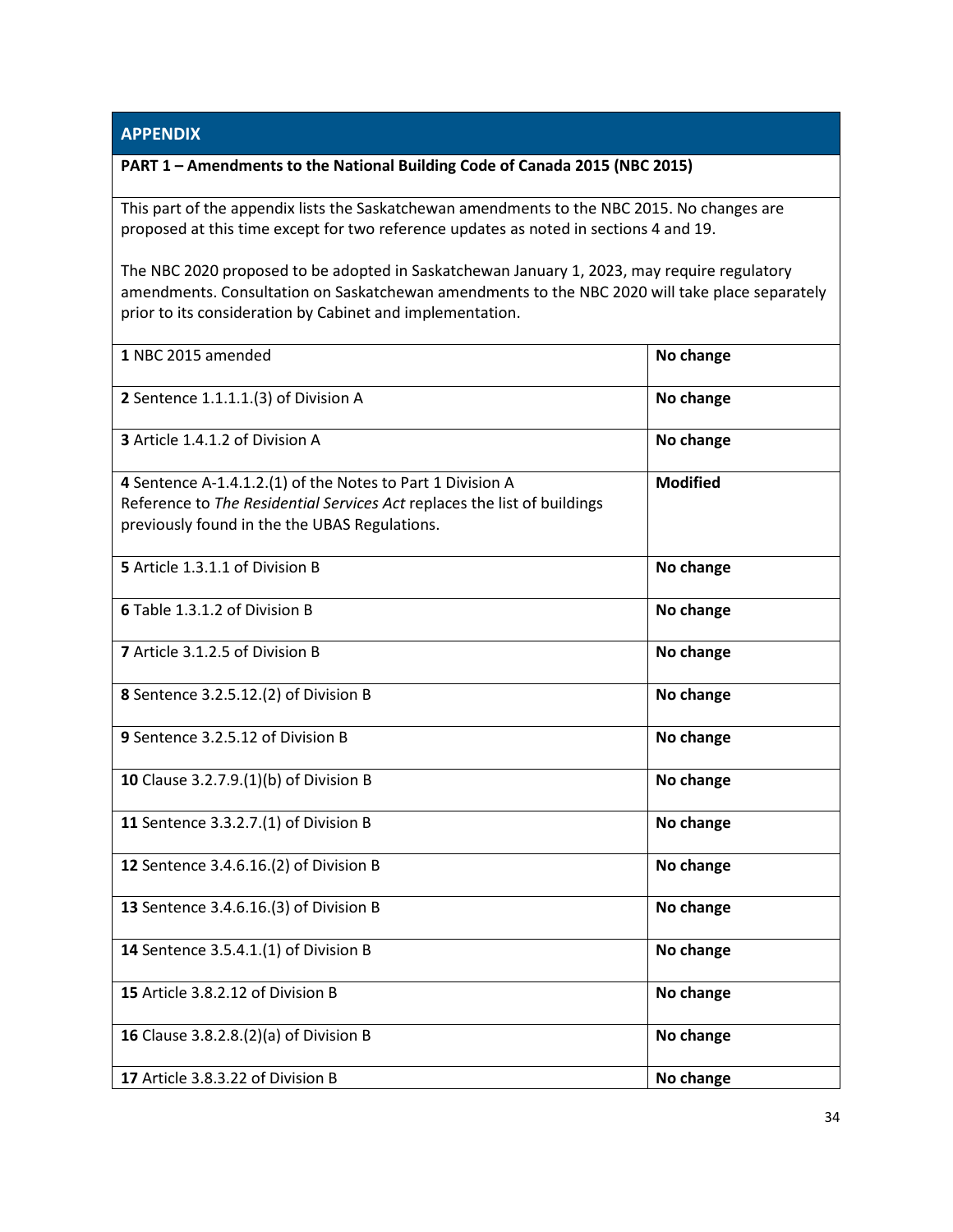## APPENDIX

**PART 1 – Amendments to the National Building Code of Canada 2015 (NBC 2015)**

This part of the appendix lists the Saskatchewan amendments to the NBC 2015. No changes are proposed at this time except for two reference updates as noted in sections 4 and 19.

The NBC 2020 proposed to be adopted in Saskatchewan January 1, 2023, may require regulatory amendments. Consultation on Saskatchewan amendments to the NBC 2020 will take place separately prior to its consideration by Cabinet and implementation.

| | |
|---|---|
| **1** NBC 2015 amended | **No change** |
| **2** Sentence 1.1.1.1.(3) of Division A | **No change** |
| **3** Article 1.4.1.2 of Division A | **No change** |
| **4** Sentence A-1.4.1.2.(1) of the Notes to Part 1 Division A<br>Reference to *The Residential Services Act* replaces the list of buildings previously found in the the UBAS Regulations. | **Modified** |
| **5** Article 1.3.1.1 of Division B | **No change** |
| **6** Table 1.3.1.2 of Division B | **No change** |
| **7** Article 3.1.2.5 of Division B | **No change** |
| **8** Sentence 3.2.5.12.(2) of Division B | **No change** |
| **9** Sentence 3.2.5.12 of Division B | **No change** |
| **10** Clause 3.2.7.9.(1)(b) of Division B | **No change** |
| **11** Sentence 3.3.2.7.(1) of Division B | **No change** |
| **12** Sentence 3.4.6.16.(2) of Division B | **No change** |
| **13** Sentence 3.4.6.16.(3) of Division B | **No change** |
| **14** Sentence 3.5.4.1.(1) of Division B | **No change** |
| **15** Article 3.8.2.12 of Division B | **No change** |
| **16** Clause 3.8.2.8.(2)(a) of Division B | **No change** |
| **17** Article 3.8.3.22 of Division B | **No change** |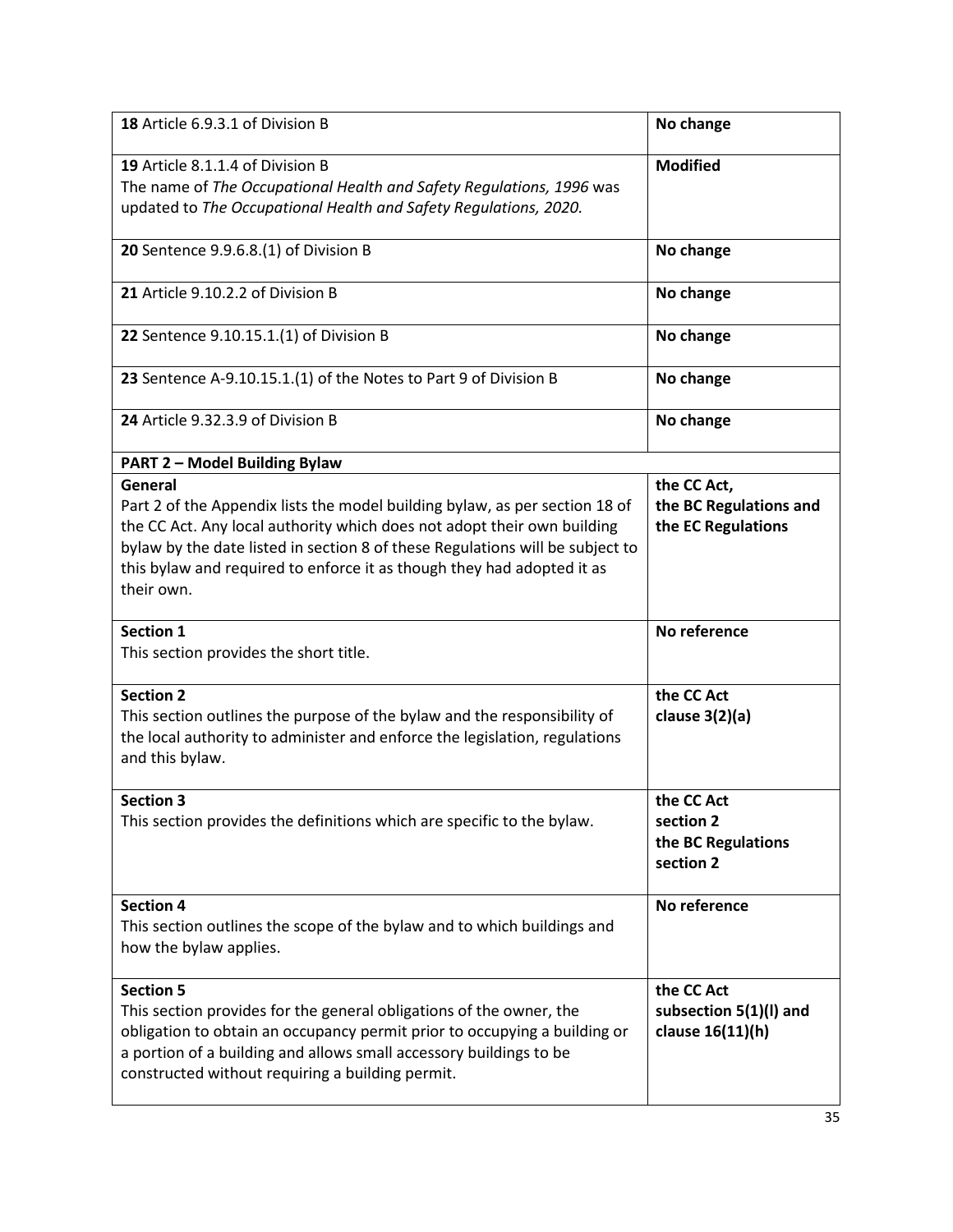| | |
|---|---|
| **18** Article 6.9.3.1 of Division B | **No change** |
| **19** Article 8.1.1.4 of Division B<br>The name of *The Occupational Health and Safety Regulations, 1996* was updated to *The Occupational Health and Safety Regulations, 2020.* | **Modified** |
| **20** Sentence 9.9.6.8.(1) of Division B | **No change** |
| **21** Article 9.10.2.2 of Division B | **No change** |
| **22** Sentence 9.10.15.1.(1) of Division B | **No change** |
| **23** Sentence A-9.10.15.1.(1) of the Notes to Part 9 of Division B | **No change** |
| **24** Article 9.32.3.9 of Division B | **No change** |
| **PART 2 – Model Building Bylaw** | |
| **General**<br>Part 2 of the Appendix lists the model building bylaw, as per section 18 of the CC Act. Any local authority which does not adopt their own building bylaw by the date listed in section 8 of these Regulations will be subject to this bylaw and required to enforce it as though they had adopted it as their own. | **the CC Act,<br>the BC Regulations and the EC Regulations** |
| **Section 1**<br>This section provides the short title. | **No reference** |
| **Section 2**<br>This section outlines the purpose of the bylaw and the responsibility of the local authority to administer and enforce the legislation, regulations and this bylaw. | **the CC Act<br>clause 3(2)(a)** |
| **Section 3**<br>This section provides the definitions which are specific to the bylaw. | **the CC Act<br>section 2<br>the BC Regulations<br>section 2** |
| **Section 4**<br>This section outlines the scope of the bylaw and to which buildings and how the bylaw applies. | **No reference** |
| **Section 5**<br>This section provides for the general obligations of the owner, the obligation to obtain an occupancy permit prior to occupying a building or a portion of a building and allows small accessory buildings to be constructed without requiring a building permit. | **the CC Act<br>subsection 5(1)(l) and clause 16(11)(h)** |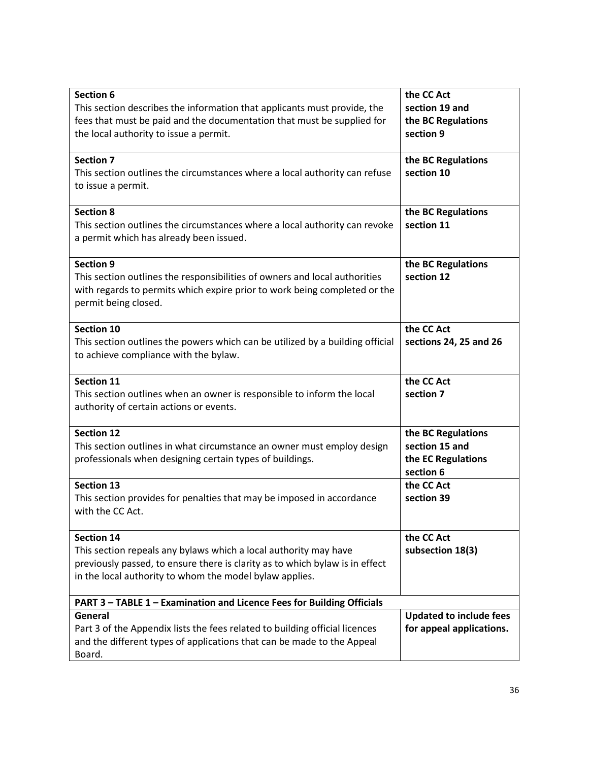| | |
|---|---|
| **Section 6**<br>This section describes the information that applicants must provide, the fees that must be paid and the documentation that must be supplied for the local authority to issue a permit. | **the CC Act section 19 and the BC Regulations section 9** |
| **Section 7**<br>This section outlines the circumstances where a local authority can refuse to issue a permit. | **the BC Regulations section 10** |
| **Section 8**<br>This section outlines the circumstances where a local authority can revoke a permit which has already been issued. | **the BC Regulations section 11** |
| **Section 9**<br>This section outlines the responsibilities of owners and local authorities with regards to permits which expire prior to work being completed or the permit being closed. | **the BC Regulations section 12** |
| **Section 10**<br>This section outlines the powers which can be utilized by a building official to achieve compliance with the bylaw. | **the CC Act sections 24, 25 and 26** |
| **Section 11**<br>This section outlines when an owner is responsible to inform the local authority of certain actions or events. | **the CC Act section 7** |
| **Section 12**<br>This section outlines in what circumstance an owner must employ design professionals when designing certain types of buildings. | **the BC Regulations section 15 and the EC Regulations section 6** |
| **Section 13**<br>This section provides for penalties that may be imposed in accordance with the CC Act. | **the CC Act section 39** |
| **Section 14**<br>This section repeals any bylaws which a local authority may have previously passed, to ensure there is clarity as to which bylaw is in effect in the local authority to whom the model bylaw applies. | **the CC Act subsection 18(3)** |
| **PART 3 – TABLE 1 – Examination and Licence Fees for Building Officials** | |
| **General**<br>Part 3 of the Appendix lists the fees related to building official licences and the different types of applications that can be made to the Appeal Board. | **Updated to include fees for appeal applications.** |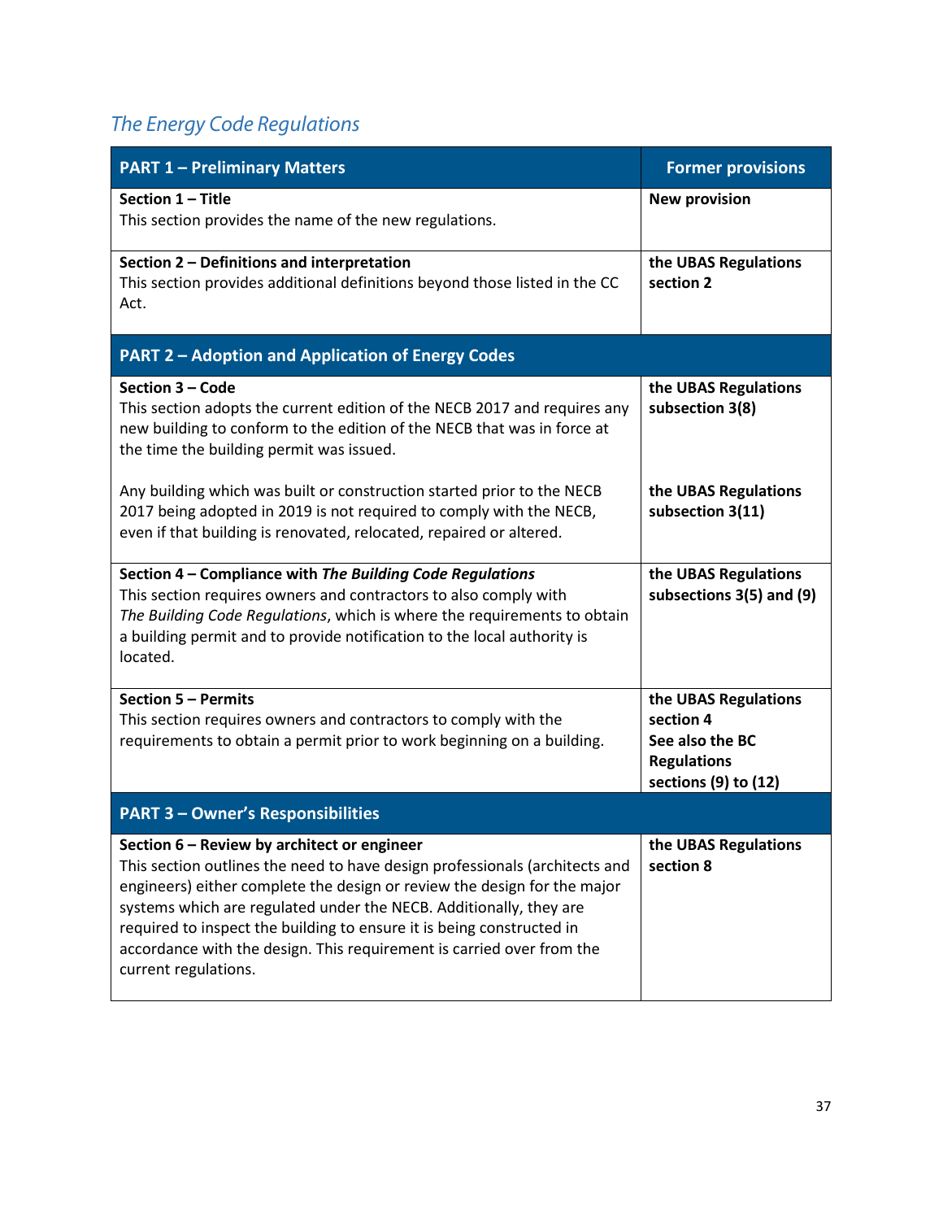## *The Energy Code Regulations*

| PART 1 – Preliminary Matters | Former provisions |
|---|---|
| **Section 1 – Title**<br>This section provides the name of the new regulations. | **New provision** |
| **Section 2 – Definitions and interpretation**<br>This section provides additional definitions beyond those listed in the CC Act. | **the UBAS Regulations section 2** |
| **PART 2 – Adoption and Application of Energy Codes** | |
| **Section 3 – Code**<br>This section adopts the current edition of the NECB 2017 and requires any new building to conform to the edition of the NECB that was in force at the time the building permit was issued. | **the UBAS Regulations subsection 3(8)** |
| Any building which was built or construction started prior to the NECB 2017 being adopted in 2019 is not required to comply with the NECB, even if that building is renovated, relocated, repaired or altered. | **the UBAS Regulations subsection 3(11)** |
| **Section 4 – Compliance with *The Building Code Regulations***<br>This section requires owners and contractors to also comply with *The Building Code Regulations*, which is where the requirements to obtain a building permit and to provide notification to the local authority is located. | **the UBAS Regulations subsections 3(5) and (9)** |
| **Section 5 – Permits**<br>This section requires owners and contractors to comply with the requirements to obtain a permit prior to work beginning on a building. | **the UBAS Regulations section 4**<br>**See also the BC Regulations sections (9) to (12)** |
| **PART 3 – Owner's Responsibilities** | |
| **Section 6 – Review by architect or engineer**<br>This section outlines the need to have design professionals (architects and engineers) either complete the design or review the design for the major systems which are regulated under the NECB. Additionally, they are required to inspect the building to ensure it is being constructed in accordance with the design. This requirement is carried over from the current regulations. | **the UBAS Regulations section 8** |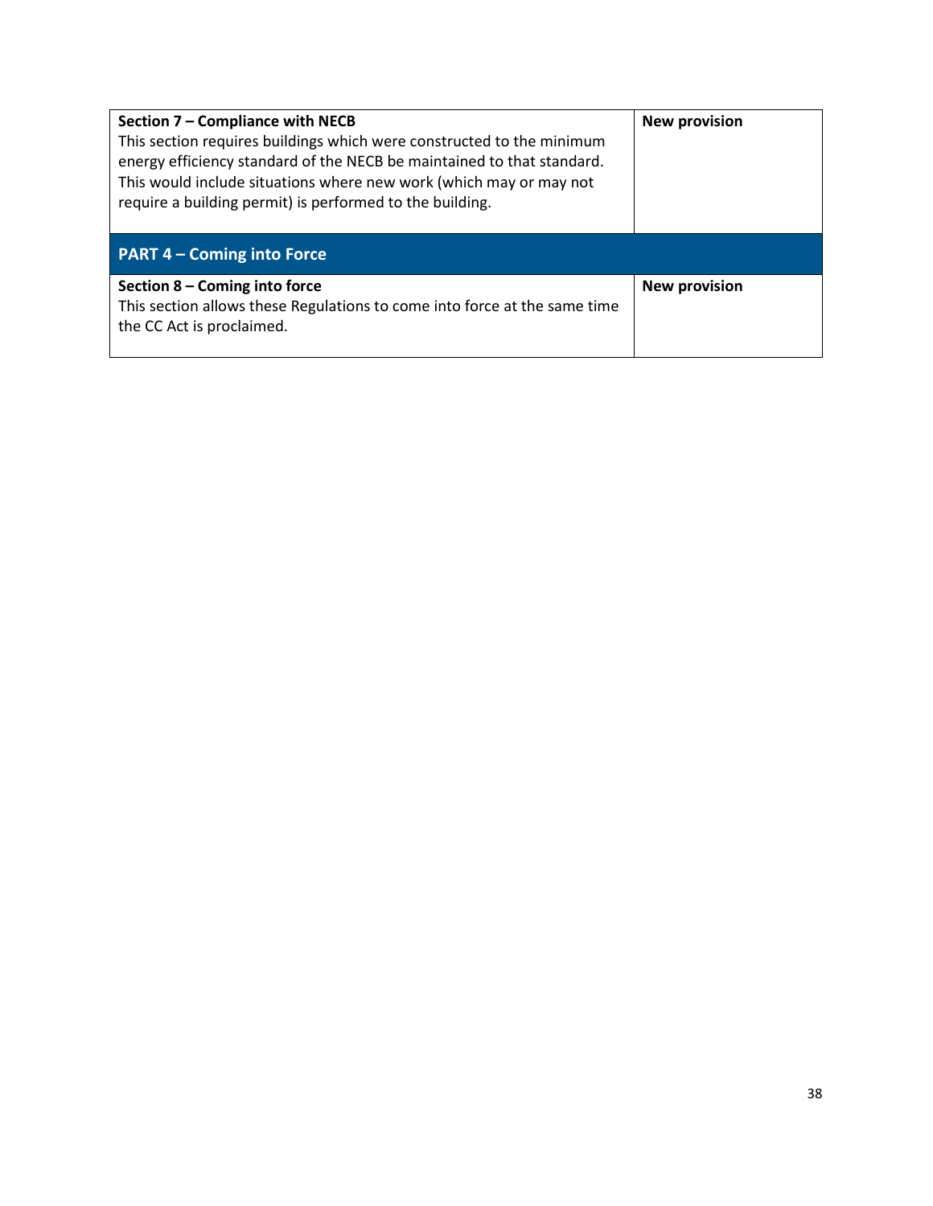| | |
|---|---|
| **Section 7 – Compliance with NECB**<br>This section requires buildings which were constructed to the minimum energy efficiency standard of the NECB be maintained to that standard. This would include situations where new work (which may or may not require a building permit) is performed to the building. | **New provision** |
| **PART 4 – Coming into Force** | |
| **Section 8 – Coming into force**<br>This section allows these Regulations to come into force at the same time the CC Act is proclaimed. | **New provision** |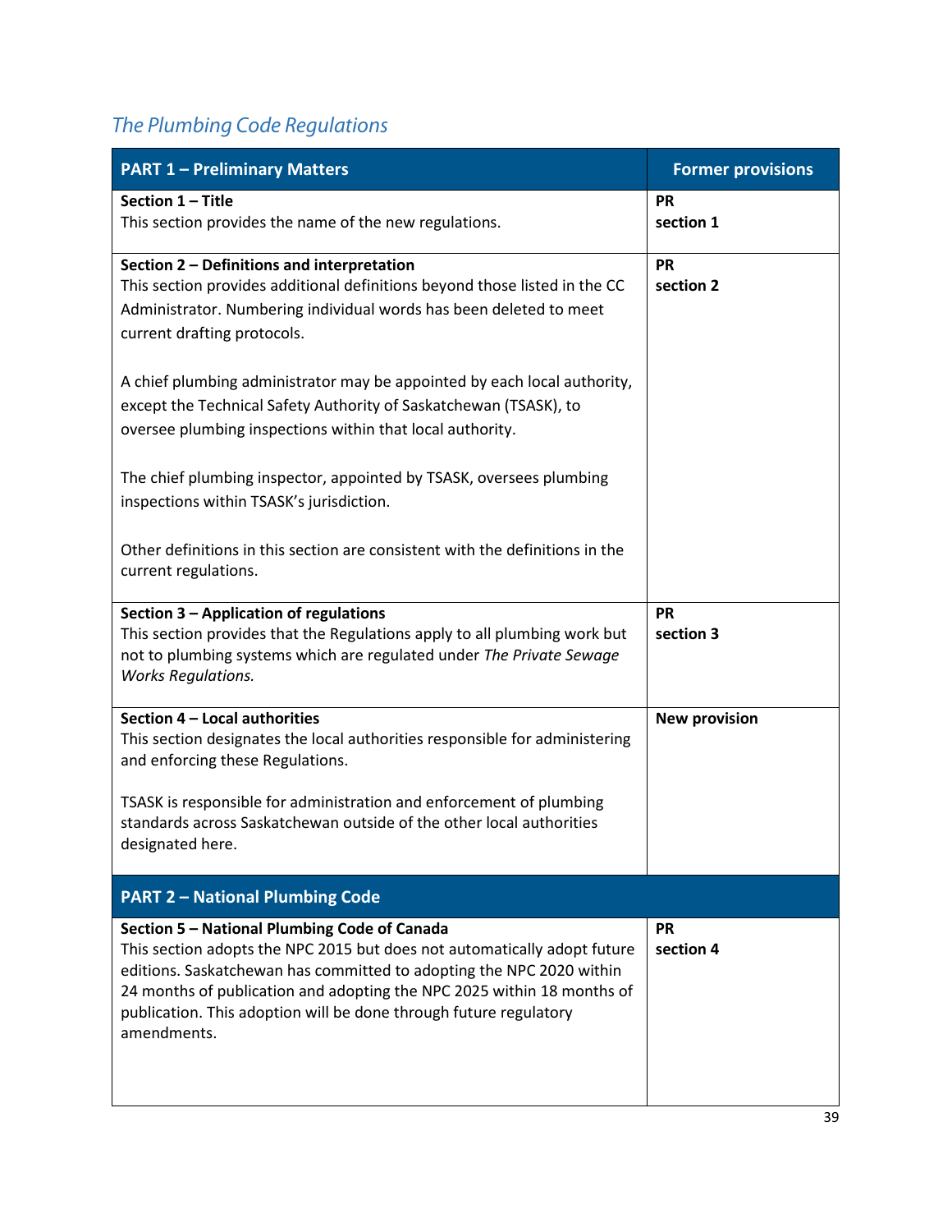## *The Plumbing Code Regulations*

| PART 1 – Preliminary Matters | Former provisions |
|---|---|
| **Section 1 – Title**<br>This section provides the name of the new regulations. | **PR**<br>**section 1** |
| **Section 2 – Definitions and interpretation**<br>This section provides additional definitions beyond those listed in the CC Administrator. Numbering individual words has been deleted to meet current drafting protocols.<br><br>A chief plumbing administrator may be appointed by each local authority, except the Technical Safety Authority of Saskatchewan (TSASK), to oversee plumbing inspections within that local authority.<br><br>The chief plumbing inspector, appointed by TSASK, oversees plumbing inspections within TSASK's jurisdiction.<br><br>Other definitions in this section are consistent with the definitions in the current regulations. | **PR**<br>**section 2** |
| **Section 3 – Application of regulations**<br>This section provides that the Regulations apply to all plumbing work but not to plumbing systems which are regulated under *The Private Sewage Works Regulations.* | **PR**<br>**section 3** |
| **Section 4 – Local authorities**<br>This section designates the local authorities responsible for administering and enforcing these Regulations.<br><br>TSASK is responsible for administration and enforcement of plumbing standards across Saskatchewan outside of the other local authorities designated here. | **New provision** |
| **PART 2 – National Plumbing Code** | |
| **Section 5 – National Plumbing Code of Canada**<br>This section adopts the NPC 2015 but does not automatically adopt future editions. Saskatchewan has committed to adopting the NPC 2020 within 24 months of publication and adopting the NPC 2025 within 18 months of publication. This adoption will be done through future regulatory amendments. | **PR**<br>**section 4** |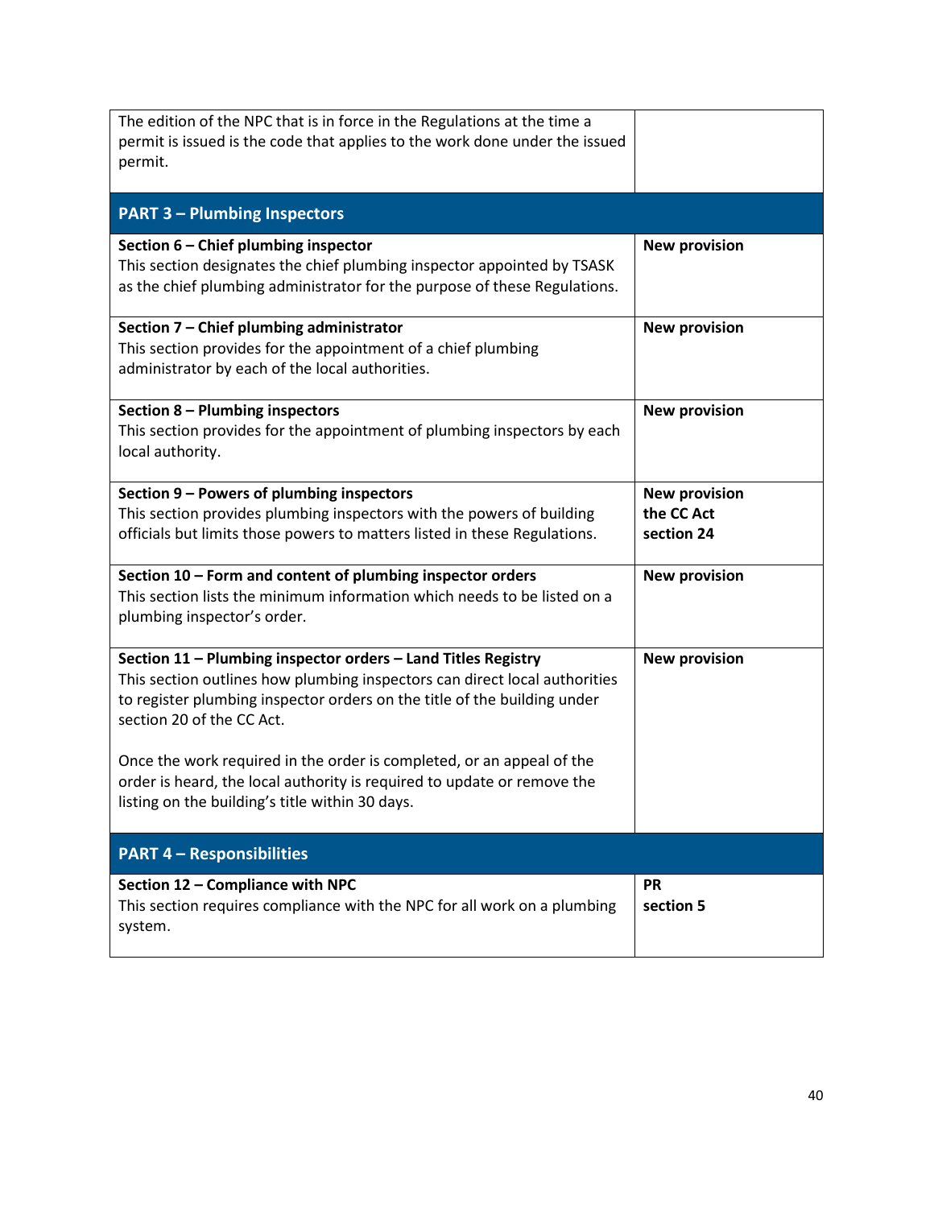| | |
|---|---|
| The edition of the NPC that is in force in the Regulations at the time a permit is issued is the code that applies to the work done under the issued permit. | |
| **PART 3 – Plumbing Inspectors** | |
| **Section 6 – Chief plumbing inspector**<br>This section designates the chief plumbing inspector appointed by TSASK as the chief plumbing administrator for the purpose of these Regulations. | **New provision** |
| **Section 7 – Chief plumbing administrator**<br>This section provides for the appointment of a chief plumbing administrator by each of the local authorities. | **New provision** |
| **Section 8 – Plumbing inspectors**<br>This section provides for the appointment of plumbing inspectors by each local authority. | **New provision** |
| **Section 9 – Powers of plumbing inspectors**<br>This section provides plumbing inspectors with the powers of building officials but limits those powers to matters listed in these Regulations. | **New provision**<br>**the CC Act section 24** |
| **Section 10 – Form and content of plumbing inspector orders**<br>This section lists the minimum information which needs to be listed on a plumbing inspector's order. | **New provision** |
| **Section 11 – Plumbing inspector orders – Land Titles Registry**<br>This section outlines how plumbing inspectors can direct local authorities to register plumbing inspector orders on the title of the building under section 20 of the CC Act.<br><br>Once the work required in the order is completed, or an appeal of the order is heard, the local authority is required to update or remove the listing on the building's title within 30 days. | **New provision** |
| **PART 4 – Responsibilities** | |
| **Section 12 – Compliance with NPC**<br>This section requires compliance with the NPC for all work on a plumbing system. | **PR**<br>**section 5** |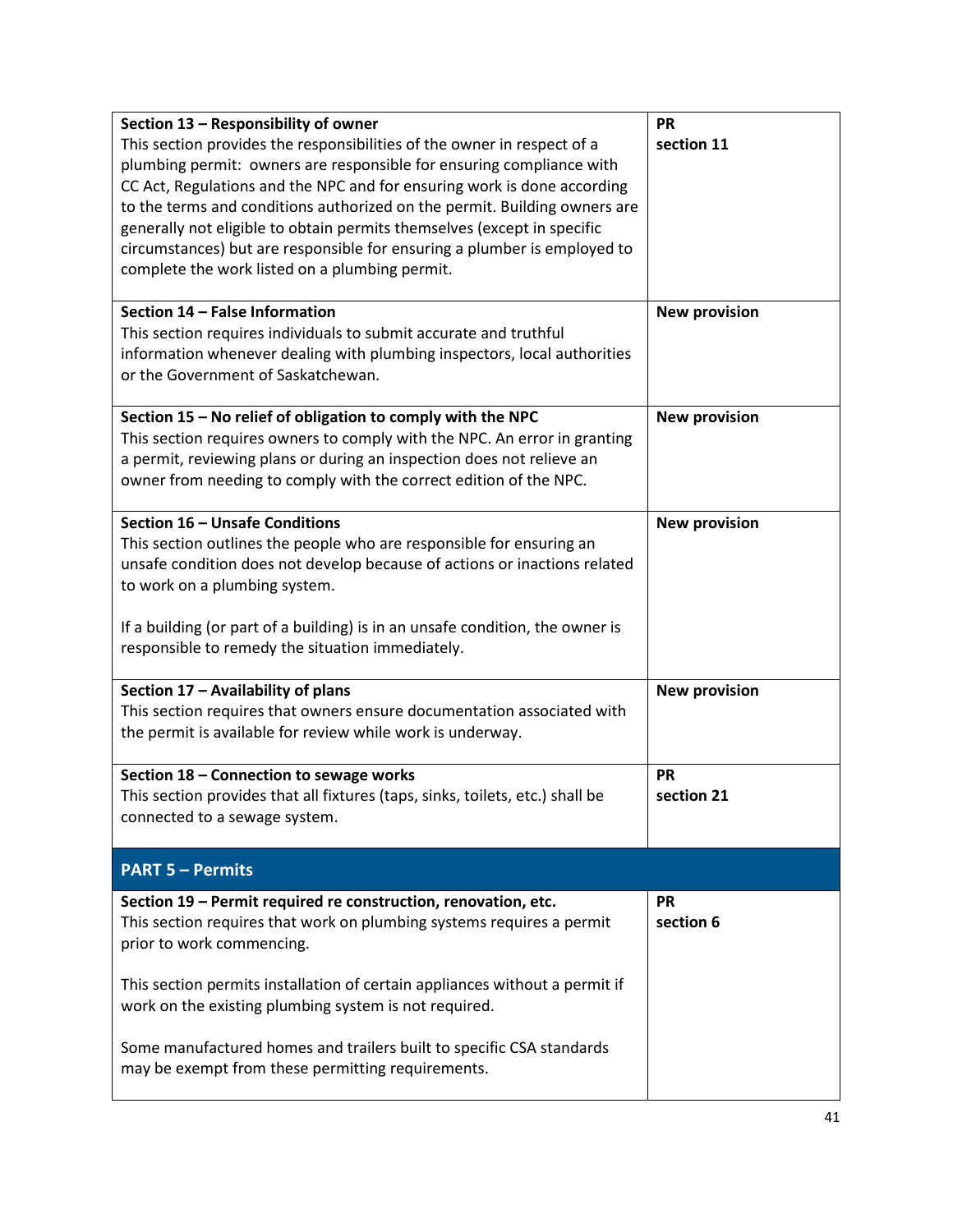| | |
|---|---|
| **Section 13 – Responsibility of owner**<br>This section provides the responsibilities of the owner in respect of a plumbing permit: owners are responsible for ensuring compliance with CC Act, Regulations and the NPC and for ensuring work is done according to the terms and conditions authorized on the permit. Building owners are generally not eligible to obtain permits themselves (except in specific circumstances) but are responsible for ensuring a plumber is employed to complete the work listed on a plumbing permit. | **PR**<br>**section 11** |
| **Section 14 – False Information**<br>This section requires individuals to submit accurate and truthful information whenever dealing with plumbing inspectors, local authorities or the Government of Saskatchewan. | **New provision** |
| **Section 15 – No relief of obligation to comply with the NPC**<br>This section requires owners to comply with the NPC. An error in granting a permit, reviewing plans or during an inspection does not relieve an owner from needing to comply with the correct edition of the NPC. | **New provision** |
| **Section 16 – Unsafe Conditions**<br>This section outlines the people who are responsible for ensuring an unsafe condition does not develop because of actions or inactions related to work on a plumbing system.<br><br>If a building (or part of a building) is in an unsafe condition, the owner is responsible to remedy the situation immediately. | **New provision** |
| **Section 17 – Availability of plans**<br>This section requires that owners ensure documentation associated with the permit is available for review while work is underway. | **New provision** |
| **Section 18 – Connection to sewage works**<br>This section provides that all fixtures (taps, sinks, toilets, etc.) shall be connected to a sewage system. | **PR**<br>**section 21** |
| **PART 5 – Permits** | |
| **Section 19 – Permit required re construction, renovation, etc.**<br>This section requires that work on plumbing systems requires a permit prior to work commencing.<br><br>This section permits installation of certain appliances without a permit if work on the existing plumbing system is not required.<br><br>Some manufactured homes and trailers built to specific CSA standards may be exempt from these permitting requirements. | **PR**<br>**section 6** |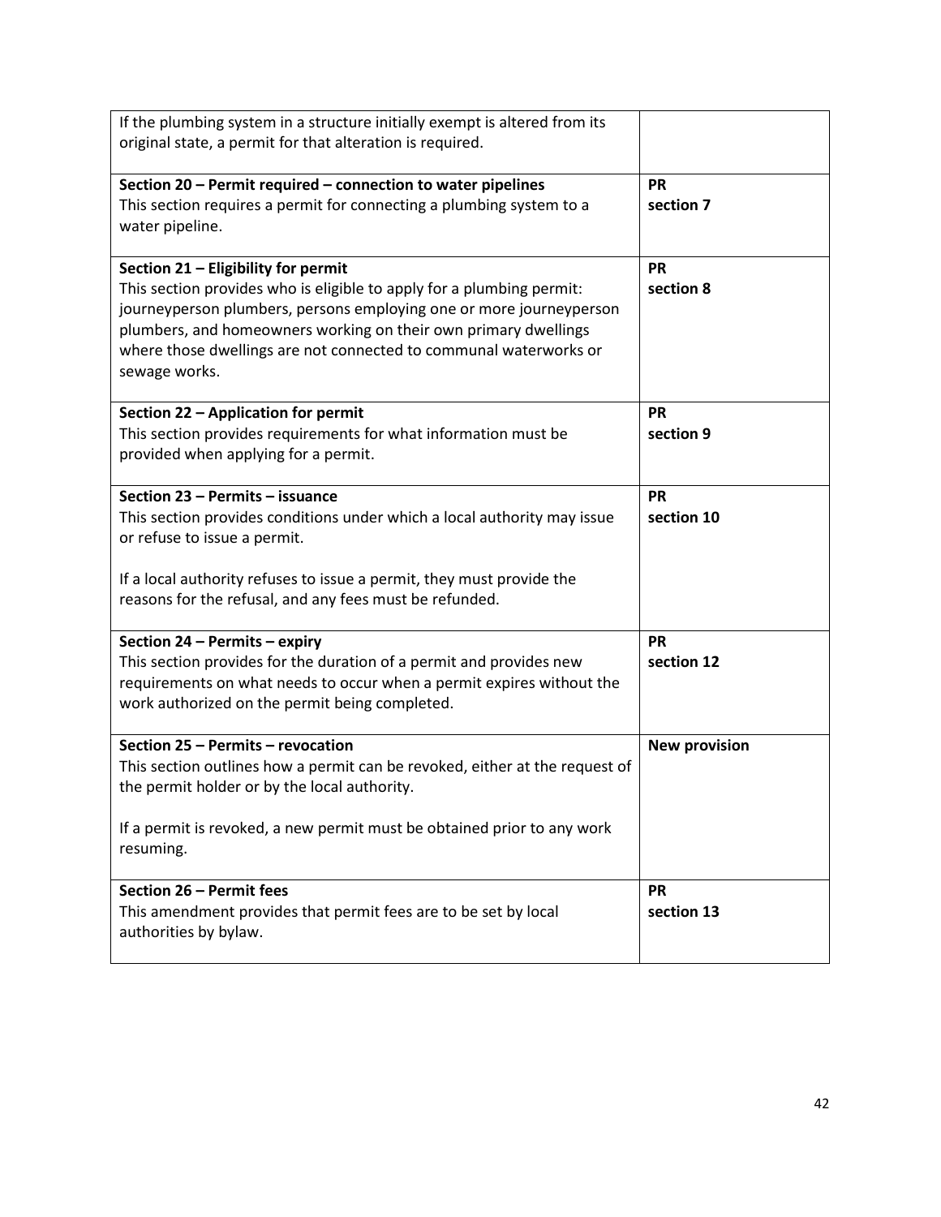| | |
|---|---|
| If the plumbing system in a structure initially exempt is altered from its original state, a permit for that alteration is required. | |
| **Section 20 – Permit required – connection to water pipelines**<br>This section requires a permit for connecting a plumbing system to a water pipeline. | **PR section 7** |
| **Section 21 – Eligibility for permit**<br>This section provides who is eligible to apply for a plumbing permit: journeyperson plumbers, persons employing one or more journeyperson plumbers, and homeowners working on their own primary dwellings where those dwellings are not connected to communal waterworks or sewage works. | **PR section 8** |
| **Section 22 – Application for permit**<br>This section provides requirements for what information must be provided when applying for a permit. | **PR section 9** |
| **Section 23 – Permits – issuance**<br>This section provides conditions under which a local authority may issue or refuse to issue a permit.<br><br>If a local authority refuses to issue a permit, they must provide the reasons for the refusal, and any fees must be refunded. | **PR section 10** |
| **Section 24 – Permits – expiry**<br>This section provides for the duration of a permit and provides new requirements on what needs to occur when a permit expires without the work authorized on the permit being completed. | **PR section 12** |
| **Section 25 – Permits – revocation**<br>This section outlines how a permit can be revoked, either at the request of the permit holder or by the local authority.<br><br>If a permit is revoked, a new permit must be obtained prior to any work resuming. | **New provision** |
| **Section 26 – Permit fees**<br>This amendment provides that permit fees are to be set by local authorities by bylaw. | **PR section 13** |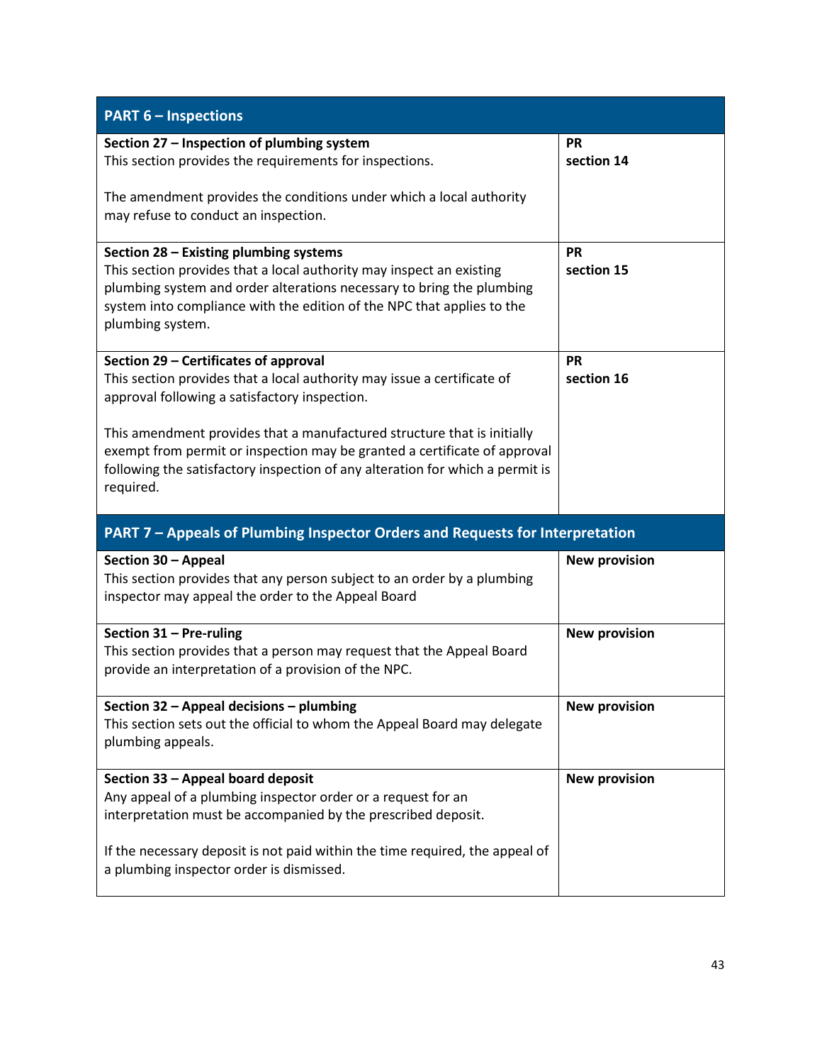| PART 6 – Inspections | |
|---|---|
| **Section 27 – Inspection of plumbing system**<br>This section provides the requirements for inspections.<br><br>The amendment provides the conditions under which a local authority may refuse to conduct an inspection. | **PR section 14** |
| **Section 28 – Existing plumbing systems**<br>This section provides that a local authority may inspect an existing plumbing system and order alterations necessary to bring the plumbing system into compliance with the edition of the NPC that applies to the plumbing system. | **PR section 15** |
| **Section 29 – Certificates of approval**<br>This section provides that a local authority may issue a certificate of approval following a satisfactory inspection.<br><br>This amendment provides that a manufactured structure that is initially exempt from permit or inspection may be granted a certificate of approval following the satisfactory inspection of any alteration for which a permit is required. | **PR section 16** |
| **PART 7 – Appeals of Plumbing Inspector Orders and Requests for Interpretation** | |
| **Section 30 – Appeal**<br>This section provides that any person subject to an order by a plumbing inspector may appeal the order to the Appeal Board | **New provision** |
| **Section 31 – Pre-ruling**<br>This section provides that a person may request that the Appeal Board provide an interpretation of a provision of the NPC. | **New provision** |
| **Section 32 – Appeal decisions – plumbing**<br>This section sets out the official to whom the Appeal Board may delegate plumbing appeals. | **New provision** |
| **Section 33 – Appeal board deposit**<br>Any appeal of a plumbing inspector order or a request for an interpretation must be accompanied by the prescribed deposit.<br><br>If the necessary deposit is not paid within the time required, the appeal of a plumbing inspector order is dismissed. | **New provision** |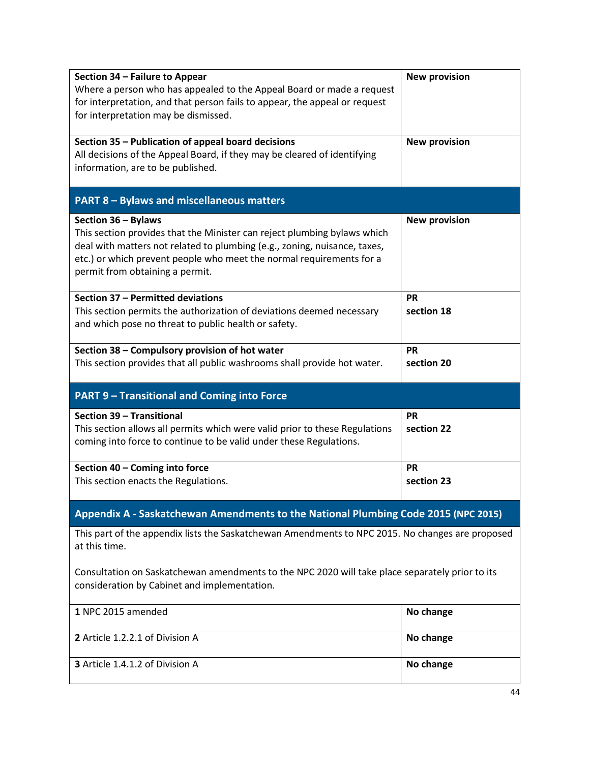| | |
|---|---|
| **Section 34 – Failure to Appear**<br>Where a person who has appealed to the Appeal Board or made a request for interpretation, and that person fails to appear, the appeal or request for interpretation may be dismissed. | **New provision** |
| **Section 35 – Publication of appeal board decisions**<br>All decisions of the Appeal Board, if they may be cleared of identifying information, are to be published. | **New provision** |
| **PART 8 – Bylaws and miscellaneous matters** | |
| **Section 36 – Bylaws**<br>This section provides that the Minister can reject plumbing bylaws which deal with matters not related to plumbing (e.g., zoning, nuisance, taxes, etc.) or which prevent people who meet the normal requirements for a permit from obtaining a permit. | **New provision** |
| **Section 37 – Permitted deviations**<br>This section permits the authorization of deviations deemed necessary and which pose no threat to public health or safety. | **PR**<br>**section 18** |
| **Section 38 – Compulsory provision of hot water**<br>This section provides that all public washrooms shall provide hot water. | **PR**<br>**section 20** |
| **PART 9 – Transitional and Coming into Force** | |
| **Section 39 – Transitional**<br>This section allows all permits which were valid prior to these Regulations coming into force to continue to be valid under these Regulations. | **PR**<br>**section 22** |
| **Section 40 – Coming into force**<br>This section enacts the Regulations. | **PR**<br>**section 23** |
| **Appendix A - Saskatchewan Amendments to the National Plumbing Code 2015 (NPC 2015)** | |
| This part of the appendix lists the Saskatchewan Amendments to NPC 2015. No changes are proposed at this time.<br><br>Consultation on Saskatchewan amendments to the NPC 2020 will take place separately prior to its consideration by Cabinet and implementation. | |
| **1** NPC 2015 amended | **No change** |
| **2** Article 1.2.2.1 of Division A | **No change** |
| **3** Article 1.4.1.2 of Division A | **No change** |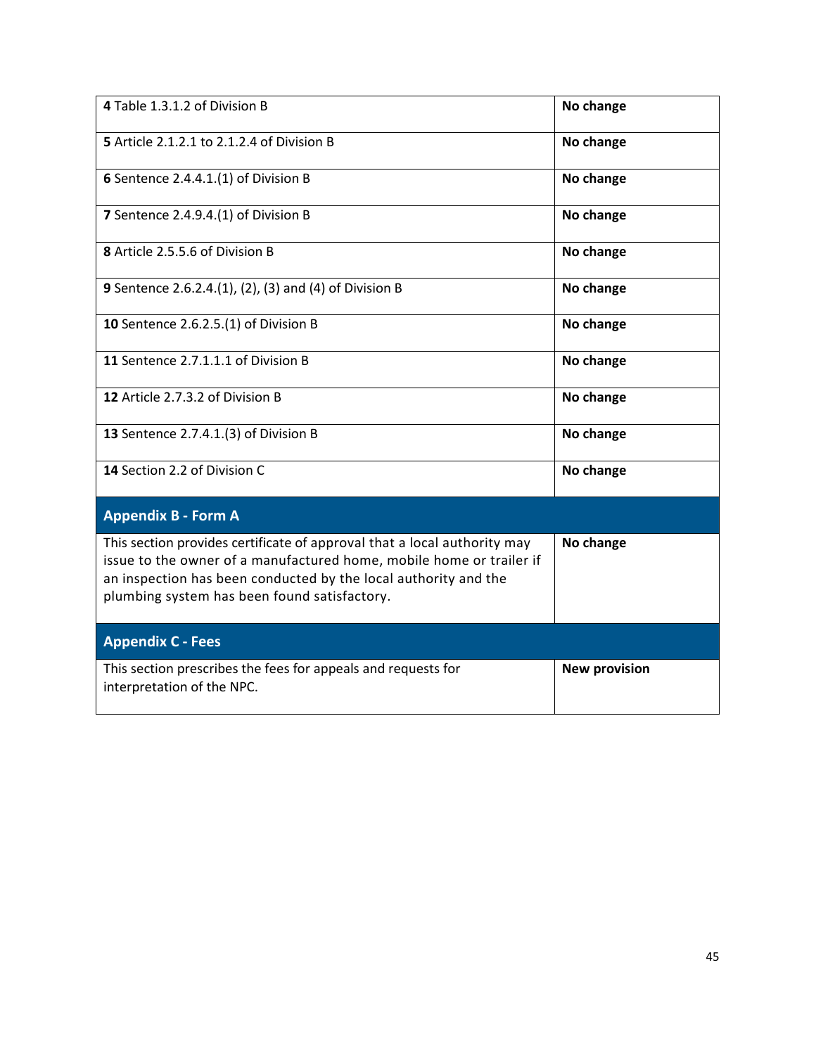| | |
|---|---|
| **4** Table 1.3.1.2 of Division B | **No change** |
| **5** Article 2.1.2.1 to 2.1.2.4 of Division B | **No change** |
| **6** Sentence 2.4.4.1.(1) of Division B | **No change** |
| **7** Sentence 2.4.9.4.(1) of Division B | **No change** |
| **8** Article 2.5.5.6 of Division B | **No change** |
| **9** Sentence 2.6.2.4.(1), (2), (3) and (4) of Division B | **No change** |
| **10** Sentence 2.6.2.5.(1) of Division B | **No change** |
| **11** Sentence 2.7.1.1.1 of Division B | **No change** |
| **12** Article 2.7.3.2 of Division B | **No change** |
| **13** Sentence 2.7.4.1.(3) of Division B | **No change** |
| **14** Section 2.2 of Division C | **No change** |
| **Appendix B - Form A** | |
| This section provides certificate of approval that a local authority may issue to the owner of a manufactured home, mobile home or trailer if an inspection has been conducted by the local authority and the plumbing system has been found satisfactory. | **No change** |
| **Appendix C - Fees** | |
| This section prescribes the fees for appeals and requests for interpretation of the NPC. | **New provision** |